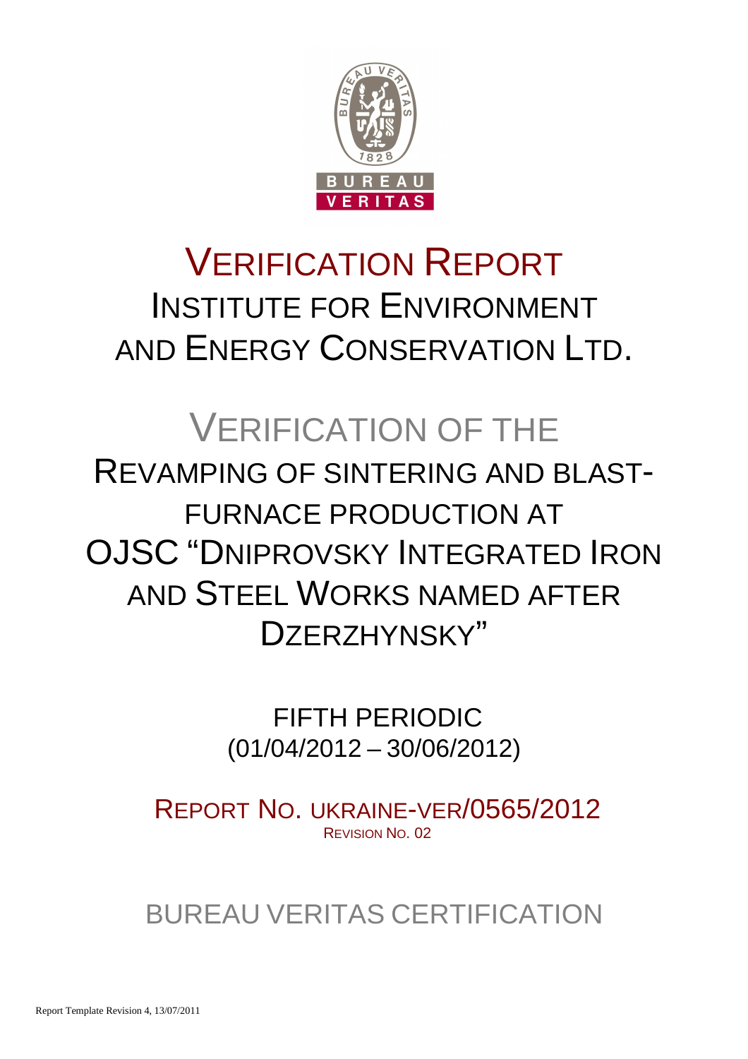# VERIFICATION REPORT

# INSTITUTE FOR ENVIRONMENT AND ENERGY CONSERVATION LTD.

# VERIFICATION OF THE REVAMPING OF SINTERING AND BLAST-FURNACE PRODUCTION AT OJSC "DNIPROVSKY INTEGRATED IRON AND STEEL WORKS NAMED AFTER DZERZHYNSKY"

FIFTH PERIODIC
(01/04/2012 – 30/06/2012)

REPORT NO. UKRAINE-VER/0565/2012
REVISION NO. 02

BUREAU VERITAS CERTIFICATION

Report Template Revision 4, 13/07/2011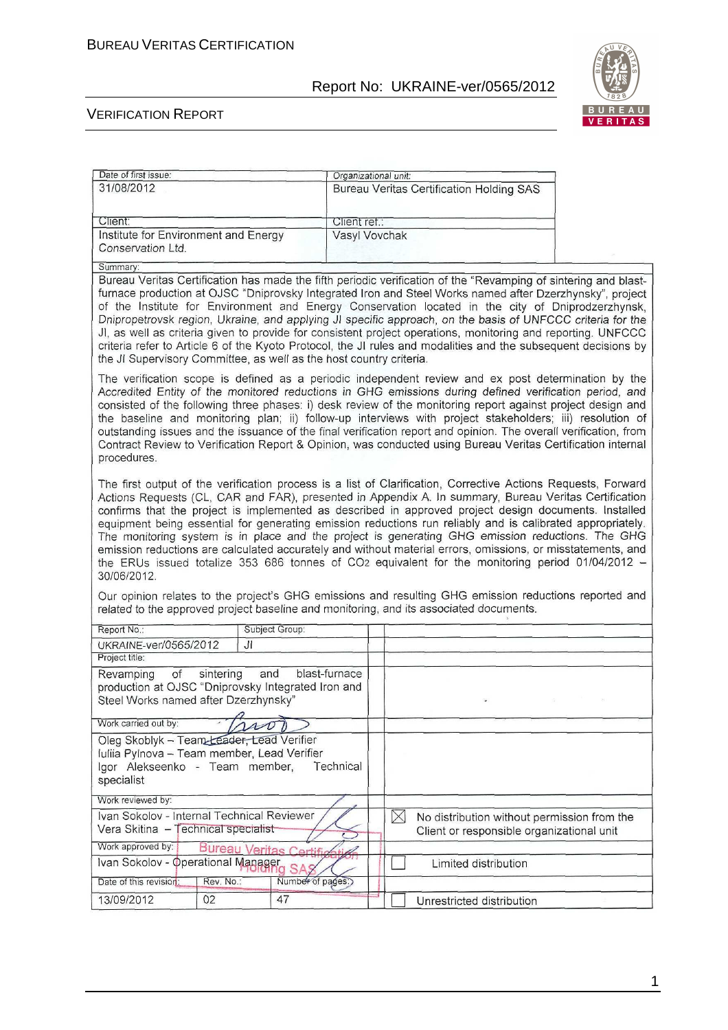| Date of first issue: | Organizational unit: |
|---|---|
| 31/08/2012 | Bureau Veritas Certification Holding SAS |
| Client: | Client ref.: |
| Institute for Environment and Energy Conservation Ltd. | Vasyl Vovchak |

Summary:

Bureau Veritas Certification has made the fifth periodic verification of the "Revamping of sintering and blast-furnace production at OJSC "Dniprovsky Integrated Iron and Steel Works named after Dzerzhynsky", project of the Institute for Environment and Energy Conservation located in the city of Dniprodzerzhynsk, Dnipropetrovsk region, Ukraine, and applying JI specific approach, on the basis of UNFCCC criteria for the JI, as well as criteria given to provide for consistent project operations, monitoring and reporting. UNFCCC criteria refer to Article 6 of the Kyoto Protocol, the JI rules and modalities and the subsequent decisions by the JI Supervisory Committee, as well as the host country criteria.

The verification scope is defined as a periodic independent review and ex post determination by the Accredited Entity of the monitored reductions in GHG emissions during defined verification period, and consisted of the following three phases: i) desk review of the monitoring report against project design and the baseline and monitoring plan; ii) follow-up interviews with project stakeholders; iii) resolution of outstanding issues and the issuance of the final verification report and opinion. The overall verification, from Contract Review to Verification Report & Opinion, was conducted using Bureau Veritas Certification internal procedures.

The first output of the verification process is a list of Clarification, Corrective Actions Requests, Forward Actions Requests (CL, CAR and FAR), presented in Appendix A. In summary, Bureau Veritas Certification confirms that the project is implemented as described in approved project design documents. Installed equipment being essential for generating emission reductions run reliably and is calibrated appropriately. The monitoring system is in place and the project is generating GHG emission reductions. The GHG emission reductions are calculated accurately and without material errors, omissions, or misstatements, and the ERUs issued totalize 353 686 tonnes of $CO_2$ equivalent for the monitoring period 01/04/2012 – 30/06/2012.

Our opinion relates to the project's GHG emissions and resulting GHG emission reductions reported and related to the approved project baseline and monitoring, and its associated documents.

| Report No.: | Subject Group: | |
|---|---|---|
| UKRAINE-ver/0565/2012 | JI | |
| Project title: | | |
| Revamping of sintering and blast-furnace production at OJSC "Dniprovsky Integrated Iron and Steel Works named after Dzerzhynsky" | | |
| Work carried out by: | | |
| Oleg Skoblyk – Team Leader, Lead Verifier<br>Iuliia Pylnova – Team member, Lead Verifier<br>Igor Alekseenko - Team member, Technical specialist | | |
| Work reviewed by: | | |
| Ivan Sokolov - Internal Technical Reviewer<br>Vera Skitina – Technical specialist | | ☒ No distribution without permission from the Client or responsible organizational unit |
| Work approved by: | | |
| Ivan Sokolov - Operational Manager | | ☐ Limited distribution |
| Date of this revision: / Rev. No.: / Number of pages: | | |
| 13/09/2012 / 02 / 47 | | ☐ Unrestricted distribution |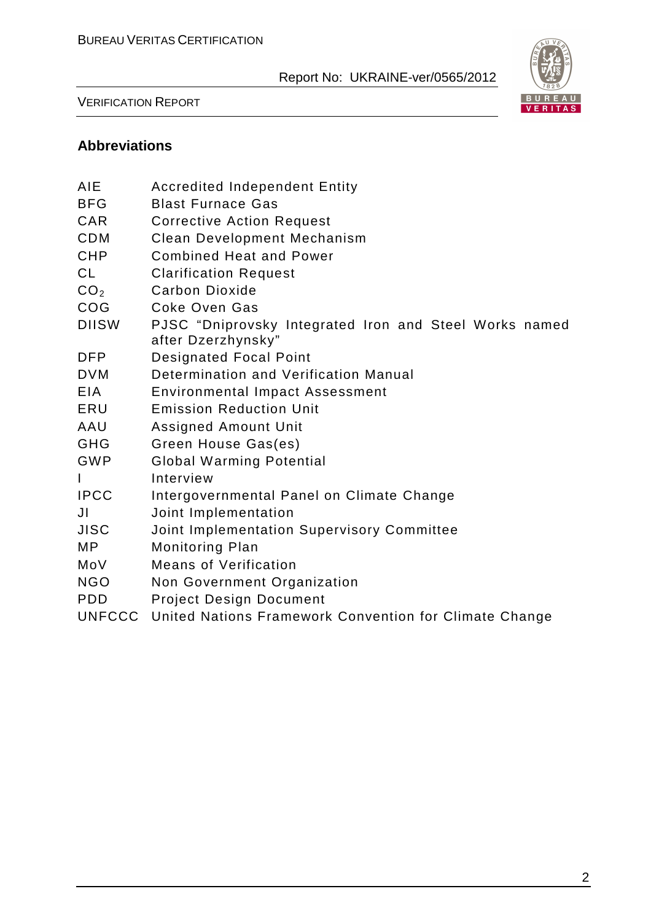## Abbreviations

| | |
|---|---|
| AIE | Accredited Independent Entity |
| BFG | Blast Furnace Gas |
| CAR | Corrective Action Request |
| CDM | Clean Development Mechanism |
| CHP | Combined Heat and Power |
| CL | Clarification Request |
| $CO_2$ | Carbon Dioxide |
| COG | Coke Oven Gas |
| DIISW | PJSC "Dniprovsky Integrated Iron and Steel Works named after Dzerzhynsky" |
| DFP | Designated Focal Point |
| DVM | Determination and Verification Manual |
| EIA | Environmental Impact Assessment |
| ERU | Emission Reduction Unit |
| AAU | Assigned Amount Unit |
| GHG | Green House Gas(es) |
| GWP | Global Warming Potential |
| I | Interview |
| IPCC | Intergovernmental Panel on Climate Change |
| JI | Joint Implementation |
| JISC | Joint Implementation Supervisory Committee |
| MP | Monitoring Plan |
| MoV | Means of Verification |
| NGO | Non Government Organization |
| PDD | Project Design Document |
| UNFCCC | United Nations Framework Convention for Climate Change |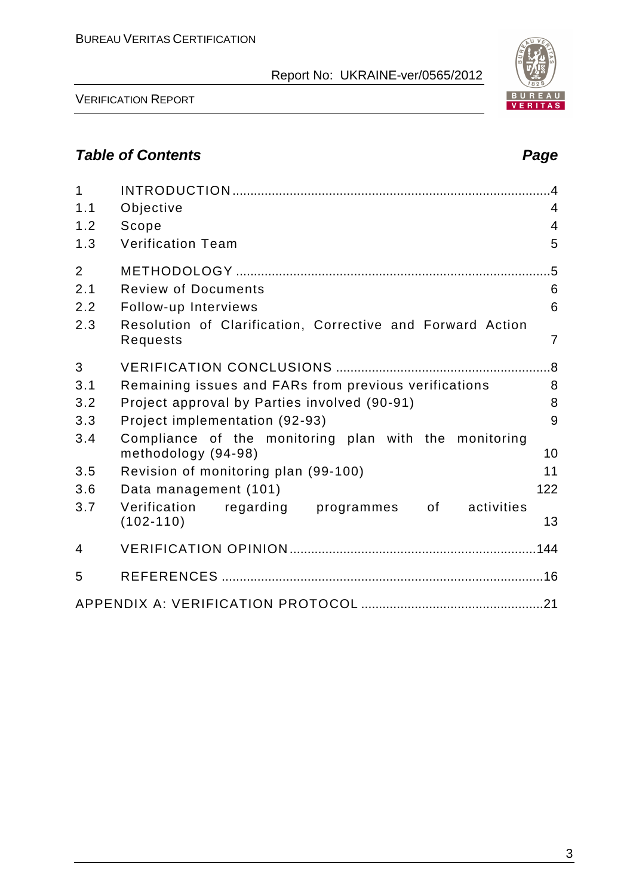## Table of Contents

| | | Page |
|---|---|---|
| 1 | INTRODUCTION | 4 |
| 1.1 | Objective | 4 |
| 1.2 | Scope | 4 |
| 1.3 | Verification Team | 5 |
| 2 | METHODOLOGY | 5 |
| 2.1 | Review of Documents | 6 |
| 2.2 | Follow-up Interviews | 6 |
| 2.3 | Resolution of Clarification, Corrective and Forward Action Requests | 7 |
| 3 | VERIFICATION CONCLUSIONS | 8 |
| 3.1 | Remaining issues and FARs from previous verifications | 8 |
| 3.2 | Project approval by Parties involved (90-91) | 8 |
| 3.3 | Project implementation (92-93) | 9 |
| 3.4 | Compliance of the monitoring plan with the monitoring methodology (94-98) | 10 |
| 3.5 | Revision of monitoring plan (99-100) | 11 |
| 3.6 | Data management (101) | 122 |
| 3.7 | Verification regarding programmes of activities (102-110) | 13 |
| 4 | VERIFICATION OPINION | 144 |
| 5 | REFERENCES | 16 |
| | APPENDIX A: VERIFICATION PROTOCOL | 21 |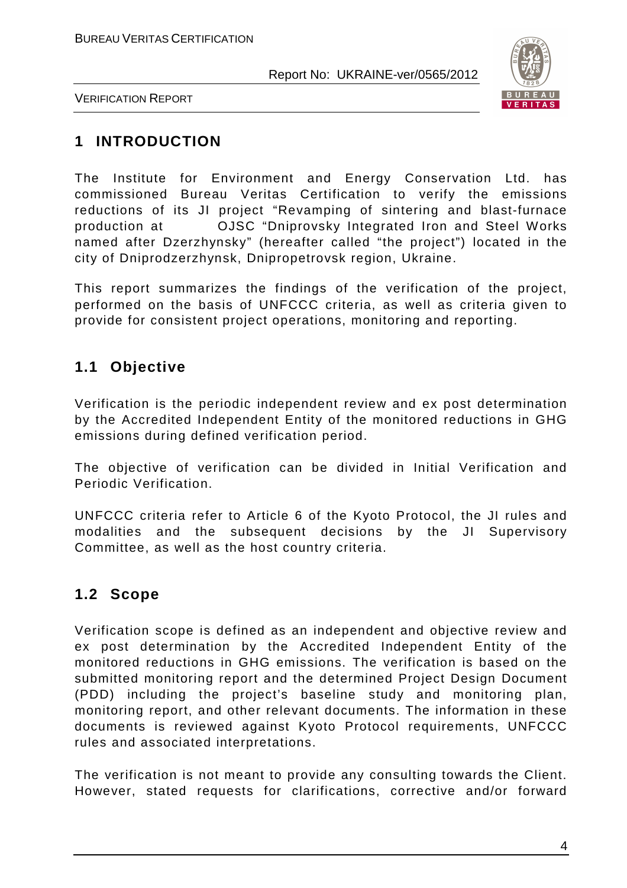# 1 INTRODUCTION

The Institute for Environment and Energy Conservation Ltd. has commissioned Bureau Veritas Certification to verify the emissions reductions of its JI project "Revamping of sintering and blast-furnace production at OJSC "Dniprovsky Integrated Iron and Steel Works named after Dzerzhynsky" (hereafter called "the project") located in the city of Dniprodzerzhynsk, Dnipropetrovsk region, Ukraine.

This report summarizes the findings of the verification of the project, performed on the basis of UNFCCC criteria, as well as criteria given to provide for consistent project operations, monitoring and reporting.

## 1.1 Objective

Verification is the periodic independent review and ex post determination by the Accredited Independent Entity of the monitored reductions in GHG emissions during defined verification period.

The objective of verification can be divided in Initial Verification and Periodic Verification.

UNFCCC criteria refer to Article 6 of the Kyoto Protocol, the JI rules and modalities and the subsequent decisions by the JI Supervisory Committee, as well as the host country criteria.

## 1.2 Scope

Verification scope is defined as an independent and objective review and ex post determination by the Accredited Independent Entity of the monitored reductions in GHG emissions. The verification is based on the submitted monitoring report and the determined Project Design Document (PDD) including the project's baseline study and monitoring plan, monitoring report, and other relevant documents. The information in these documents is reviewed against Kyoto Protocol requirements, UNFCCC rules and associated interpretations.

The verification is not meant to provide any consulting towards the Client. However, stated requests for clarifications, corrective and/or forward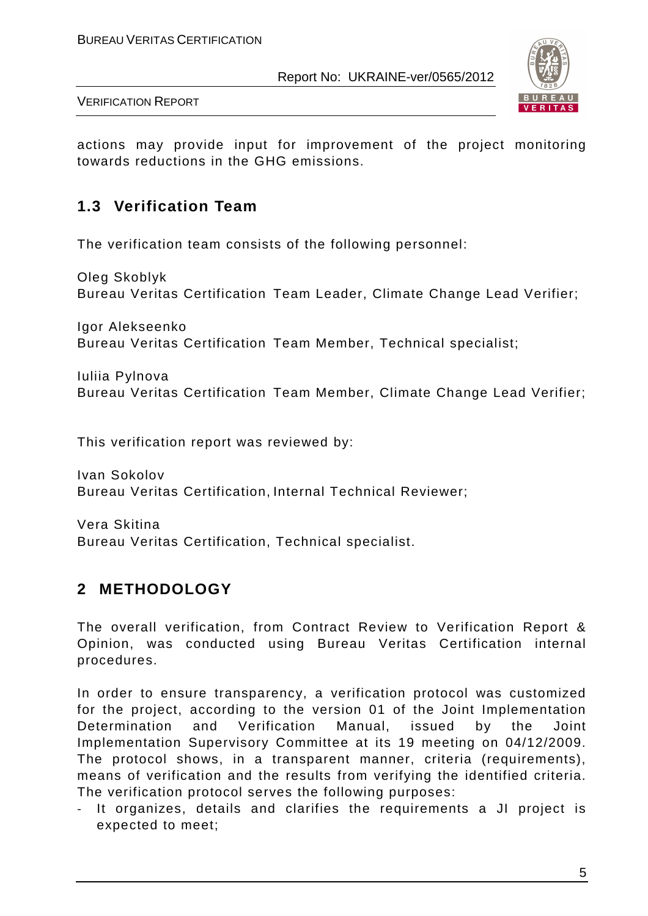actions may provide input for improvement of the project monitoring towards reductions in the GHG emissions.

## 1.3 Verification Team

The verification team consists of the following personnel:

Oleg Skoblyk
Bureau Veritas Certification Team Leader, Climate Change Lead Verifier;

Igor Alekseenko
Bureau Veritas Certification Team Member, Technical specialist;

Iuliia Pylnova
Bureau Veritas Certification Team Member, Climate Change Lead Verifier;

This verification report was reviewed by:

Ivan Sokolov
Bureau Veritas Certification, Internal Technical Reviewer;

Vera Skitina
Bureau Veritas Certification, Technical specialist.

# 2 METHODOLOGY

The overall verification, from Contract Review to Verification Report & Opinion, was conducted using Bureau Veritas Certification internal procedures.

In order to ensure transparency, a verification protocol was customized for the project, according to the version 01 of the Joint Implementation Determination and Verification Manual, issued by the Joint Implementation Supervisory Committee at its 19 meeting on 04/12/2009. The protocol shows, in a transparent manner, criteria (requirements), means of verification and the results from verifying the identified criteria. The verification protocol serves the following purposes:

- It organizes, details and clarifies the requirements a JI project is expected to meet;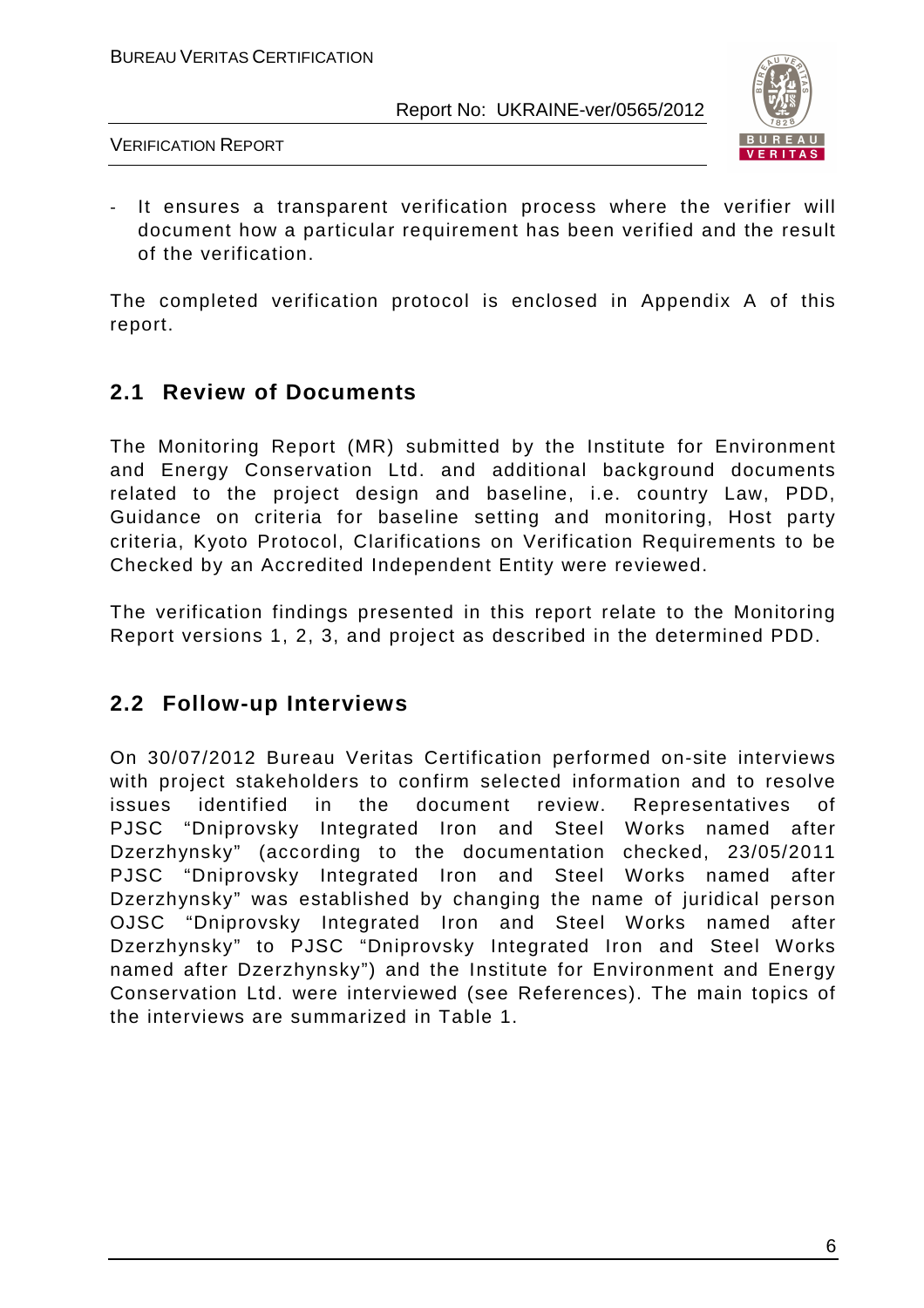- It ensures a transparent verification process where the verifier will document how a particular requirement has been verified and the result of the verification.

The completed verification protocol is enclosed in Appendix A of this report.

## 2.1 Review of Documents

The Monitoring Report (MR) submitted by the Institute for Environment and Energy Conservation Ltd. and additional background documents related to the project design and baseline, i.e. country Law, PDD, Guidance on criteria for baseline setting and monitoring, Host party criteria, Kyoto Protocol, Clarifications on Verification Requirements to be Checked by an Accredited Independent Entity were reviewed.

The verification findings presented in this report relate to the Monitoring Report versions 1, 2, 3, and project as described in the determined PDD.

## 2.2 Follow-up Interviews

On 30/07/2012 Bureau Veritas Certification performed on-site interviews with project stakeholders to confirm selected information and to resolve issues identified in the document review. Representatives of PJSC "Dniprovsky Integrated Iron and Steel Works named after Dzerzhynsky" (according to the documentation checked, 23/05/2011 PJSC "Dniprovsky Integrated Iron and Steel Works named after Dzerzhynsky" was established by changing the name of juridical person OJSC "Dniprovsky Integrated Iron and Steel Works named after Dzerzhynsky" to PJSC "Dniprovsky Integrated Iron and Steel Works named after Dzerzhynsky") and the Institute for Environment and Energy Conservation Ltd. were interviewed (see References). The main topics of the interviews are summarized in Table 1.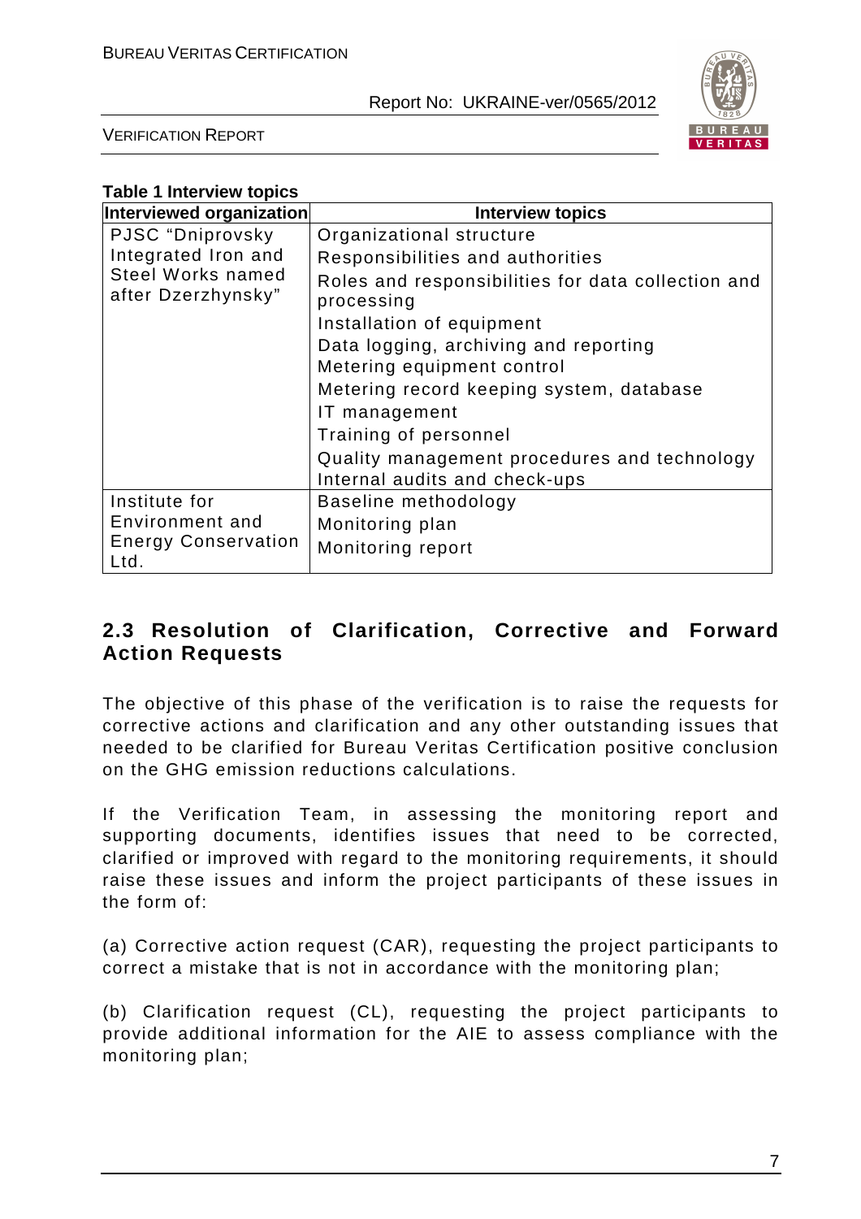**Table 1 Interview topics**

| Interviewed organization | Interview topics |
|---|---|
| PJSC "Dniprovsky Integrated Iron and Steel Works named after Dzerzhynsky" | Organizational structure<br>Responsibilities and authorities<br>Roles and responsibilities for data collection and processing<br>Installation of equipment<br>Data logging, archiving and reporting<br>Metering equipment control<br>Metering record keeping system, database<br>IT management<br>Training of personnel<br>Quality management procedures and technology<br>Internal audits and check-ups |
| Institute for Environment and Energy Conservation Ltd. | Baseline methodology<br>Monitoring plan<br>Monitoring report |

## 2.3 Resolution of Clarification, Corrective and Forward Action Requests

The objective of this phase of the verification is to raise the requests for corrective actions and clarification and any other outstanding issues that needed to be clarified for Bureau Veritas Certification positive conclusion on the GHG emission reductions calculations.

If the Verification Team, in assessing the monitoring report and supporting documents, identifies issues that need to be corrected, clarified or improved with regard to the monitoring requirements, it should raise these issues and inform the project participants of these issues in the form of:

(a) Corrective action request (CAR), requesting the project participants to correct a mistake that is not in accordance with the monitoring plan;

(b) Clarification request (CL), requesting the project participants to provide additional information for the AIE to assess compliance with the monitoring plan;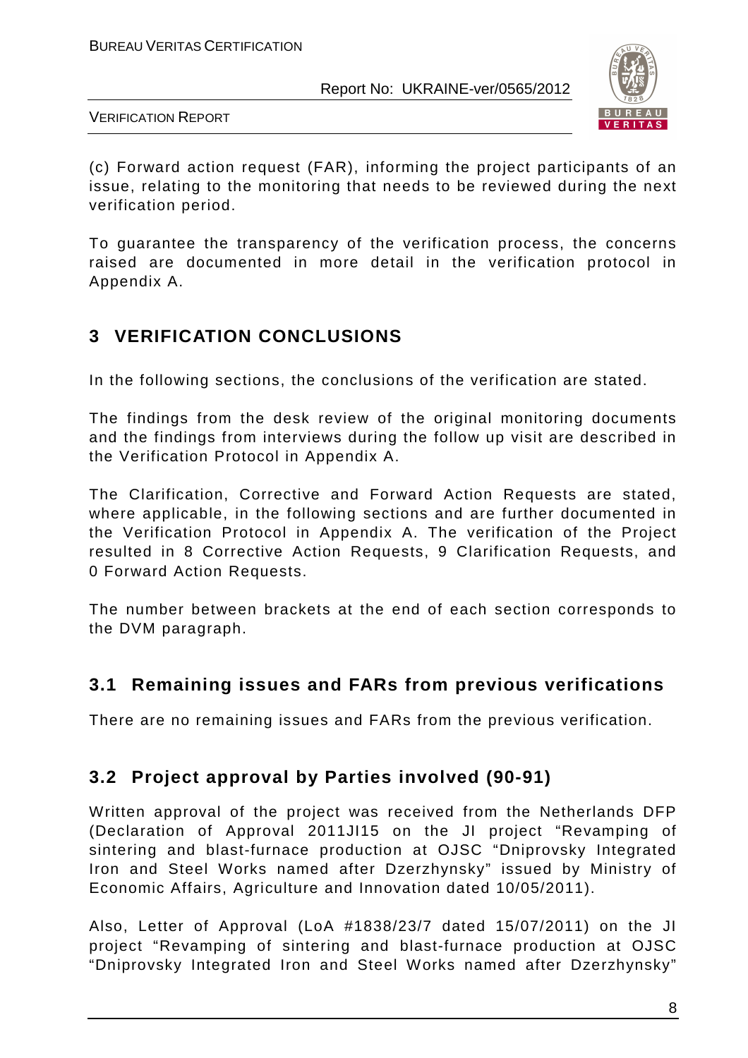(c) Forward action request (FAR), informing the project participants of an issue, relating to the monitoring that needs to be reviewed during the next verification period.

To guarantee the transparency of the verification process, the concerns raised are documented in more detail in the verification protocol in Appendix A.

# 3 VERIFICATION CONCLUSIONS

In the following sections, the conclusions of the verification are stated.

The findings from the desk review of the original monitoring documents and the findings from interviews during the follow up visit are described in the Verification Protocol in Appendix A.

The Clarification, Corrective and Forward Action Requests are stated, where applicable, in the following sections and are further documented in the Verification Protocol in Appendix A. The verification of the Project resulted in 8 Corrective Action Requests, 9 Clarification Requests, and 0 Forward Action Requests.

The number between brackets at the end of each section corresponds to the DVM paragraph.

## 3.1 Remaining issues and FARs from previous verifications

There are no remaining issues and FARs from the previous verification.

## 3.2 Project approval by Parties involved (90-91)

Written approval of the project was received from the Netherlands DFP (Declaration of Approval 2011JI15 on the JI project "Revamping of sintering and blast-furnace production at OJSC "Dniprovsky Integrated Iron and Steel Works named after Dzerzhynsky" issued by Ministry of Economic Affairs, Agriculture and Innovation dated 10/05/2011).

Also, Letter of Approval (LoA #1838/23/7 dated 15/07/2011) on the JI project "Revamping of sintering and blast-furnace production at OJSC "Dniprovsky Integrated Iron and Steel Works named after Dzerzhynsky"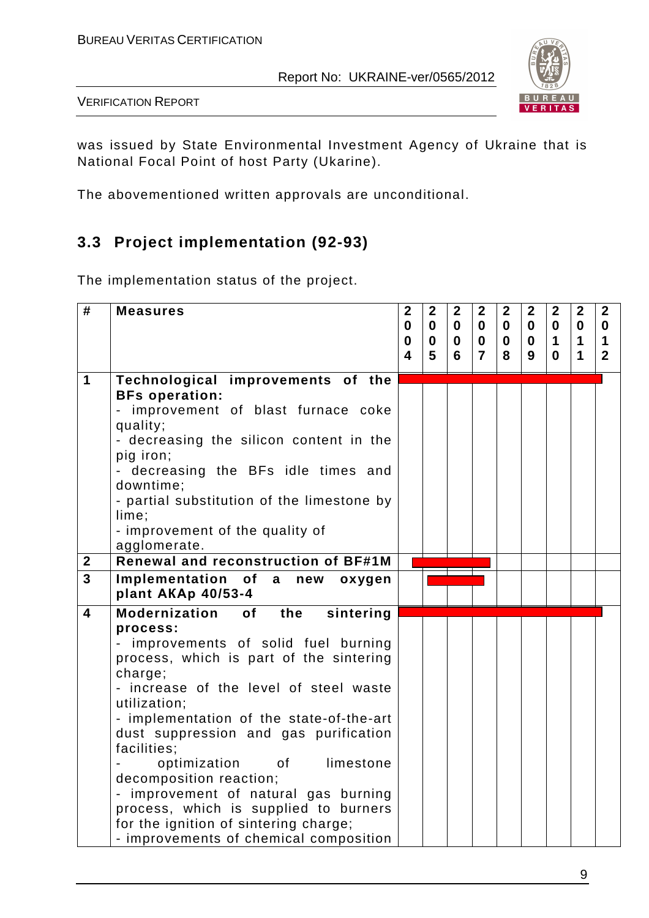was issued by State Environmental Investment Agency of Ukraine that is National Focal Point of host Party (Ukarine).

The abovementioned written approvals are unconditional.

## 3.3 Project implementation (92-93)

The implementation status of the project.

| # | Measures | 2004 | 2005 | 2006 | 2007 | 2008 | 2009 | 2010 | 2011 | 2012 |
|---|---|---|---|---|---|---|---|---|---|---|
| 1 | **Technological improvements of the BFs operation:**<br>- improvement of blast furnace coke quality;<br>- decreasing the silicon content in the pig iron;<br>- decreasing the BFs idle times and downtime;<br>- partial substitution of the limestone by lime;<br>- improvement of the quality of agglomerate. | ■ | ■ | ■ | ■ | ■ | ■ | ■ | ■ | ■ |
| 2 | **Renewal and reconstruction of BF#1M** | ■ | ■ | ■ | | | | | | |
| 3 | **Implementation of a new oxygen plant AKAp 40/53-4** | | ■ | ■ | | | | | | |
| 4 | **Modernization of the sintering process:**<br>- improvements of solid fuel burning process, which is part of the sintering charge;<br>- increase of the level of steel waste utilization;<br>- implementation of the state-of-the-art dust suppression and gas purification facilities;<br>- optimization of limestone decomposition reaction;<br>- improvement of natural gas burning process, which is supplied to burners for the ignition of sintering charge;<br>- improvements of chemical composition | ■ | ■ | ■ | ■ | ■ | ■ | ■ | ■ | ■ |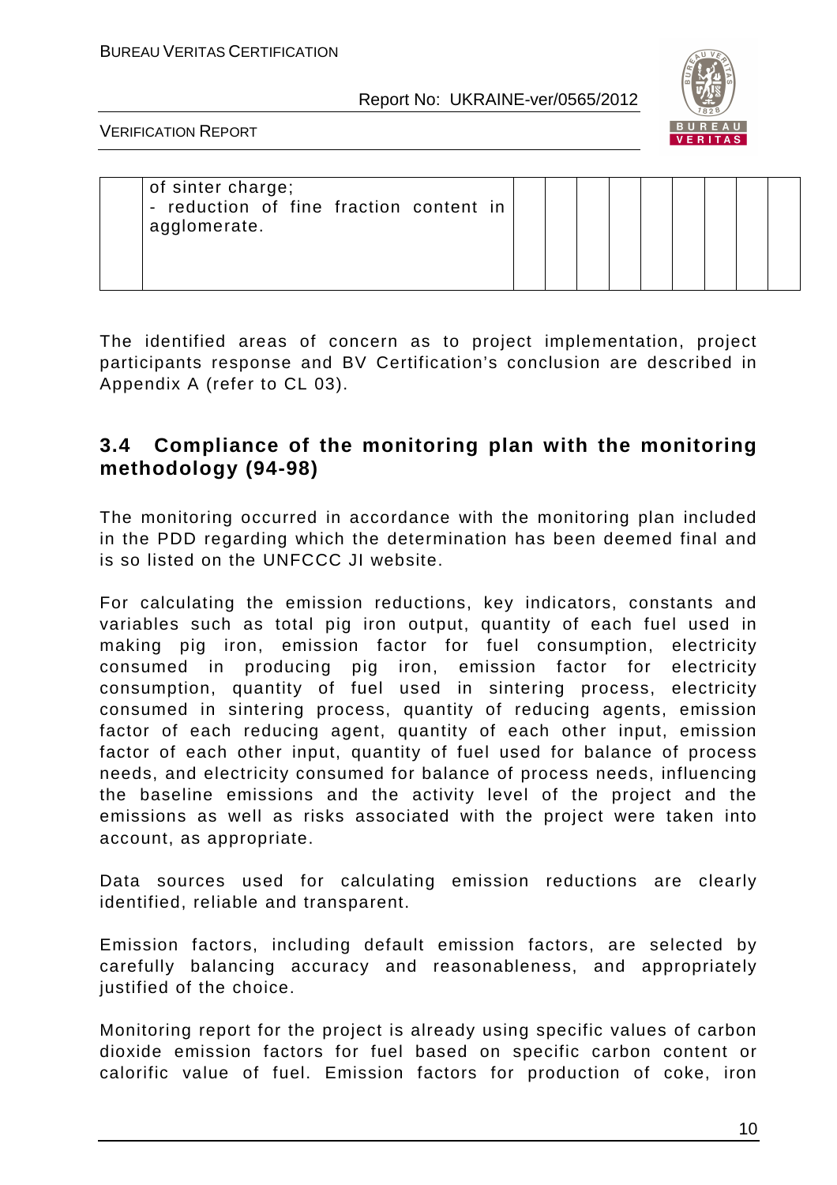|  | of sinter charge;<br>- reduction of fine fraction content in agglomerate. |  |  |  |  |  |  |  |  |  |
|---|---|---|---|---|---|---|---|---|---|---|

The identified areas of concern as to project implementation, project participants response and BV Certification's conclusion are described in Appendix A (refer to CL 03).

## 3.4 Compliance of the monitoring plan with the monitoring methodology (94-98)

The monitoring occurred in accordance with the monitoring plan included in the PDD regarding which the determination has been deemed final and is so listed on the UNFCCC JI website.

For calculating the emission reductions, key indicators, constants and variables such as total pig iron output, quantity of each fuel used in making pig iron, emission factor for fuel consumption, electricity consumed in producing pig iron, emission factor for electricity consumption, quantity of fuel used in sintering process, electricity consumed in sintering process, quantity of reducing agents, emission factor of each reducing agent, quantity of each other input, emission factor of each other input, quantity of fuel used for balance of process needs, and electricity consumed for balance of process needs, influencing the baseline emissions and the activity level of the project and the emissions as well as risks associated with the project were taken into account, as appropriate.

Data sources used for calculating emission reductions are clearly identified, reliable and transparent.

Emission factors, including default emission factors, are selected by carefully balancing accuracy and reasonableness, and appropriately justified of the choice.

Monitoring report for the project is already using specific values of carbon dioxide emission factors for fuel based on specific carbon content or calorific value of fuel. Emission factors for production of coke, iron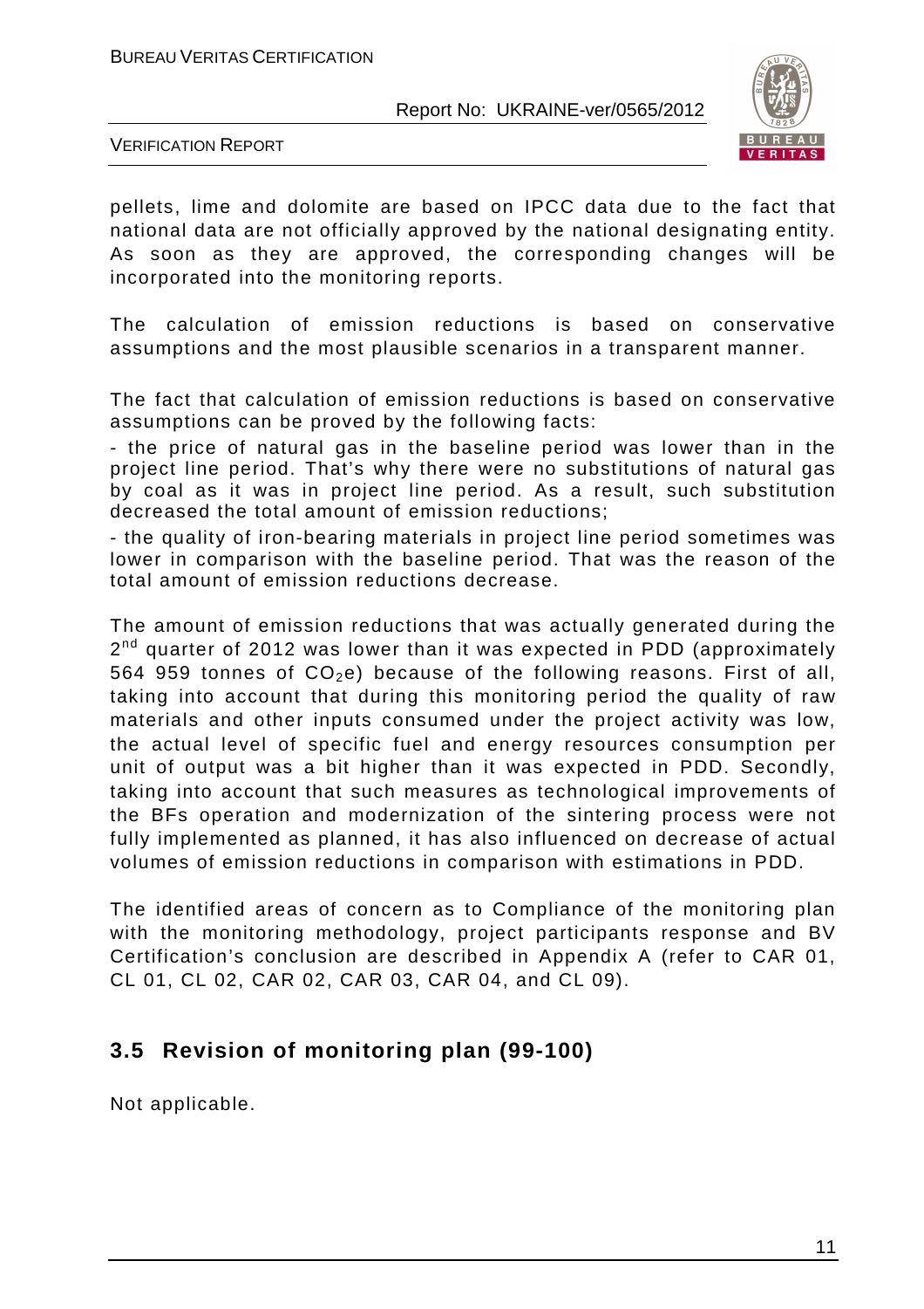pellets, lime and dolomite are based on IPCC data due to the fact that national data are not officially approved by the national designating entity. As soon as they are approved, the corresponding changes will be incorporated into the monitoring reports.

The calculation of emission reductions is based on conservative assumptions and the most plausible scenarios in a transparent manner.

The fact that calculation of emission reductions is based on conservative assumptions can be proved by the following facts:

- the price of natural gas in the baseline period was lower than in the project line period. That's why there were no substitutions of natural gas by coal as it was in project line period. As a result, such substitution decreased the total amount of emission reductions;
- the quality of iron-bearing materials in project line period sometimes was lower in comparison with the baseline period. That was the reason of the total amount of emission reductions decrease.

The amount of emission reductions that was actually generated during the 2[nd] quarter of 2012 was lower than it was expected in PDD (approximately 564 959 tonnes of $CO_2e$) because of the following reasons. First of all, taking into account that during this monitoring period the quality of raw materials and other inputs consumed under the project activity was low, the actual level of specific fuel and energy resources consumption per unit of output was a bit higher than it was expected in PDD. Secondly, taking into account that such measures as technological improvements of the BFs operation and modernization of the sintering process were not fully implemented as planned, it has also influenced on decrease of actual volumes of emission reductions in comparison with estimations in PDD.

The identified areas of concern as to Compliance of the monitoring plan with the monitoring methodology, project participants response and BV Certification's conclusion are described in Appendix A (refer to CAR 01, CL 01, CL 02, CAR 02, CAR 03, CAR 04, and CL 09).

## 3.5 Revision of monitoring plan (99-100)

Not applicable.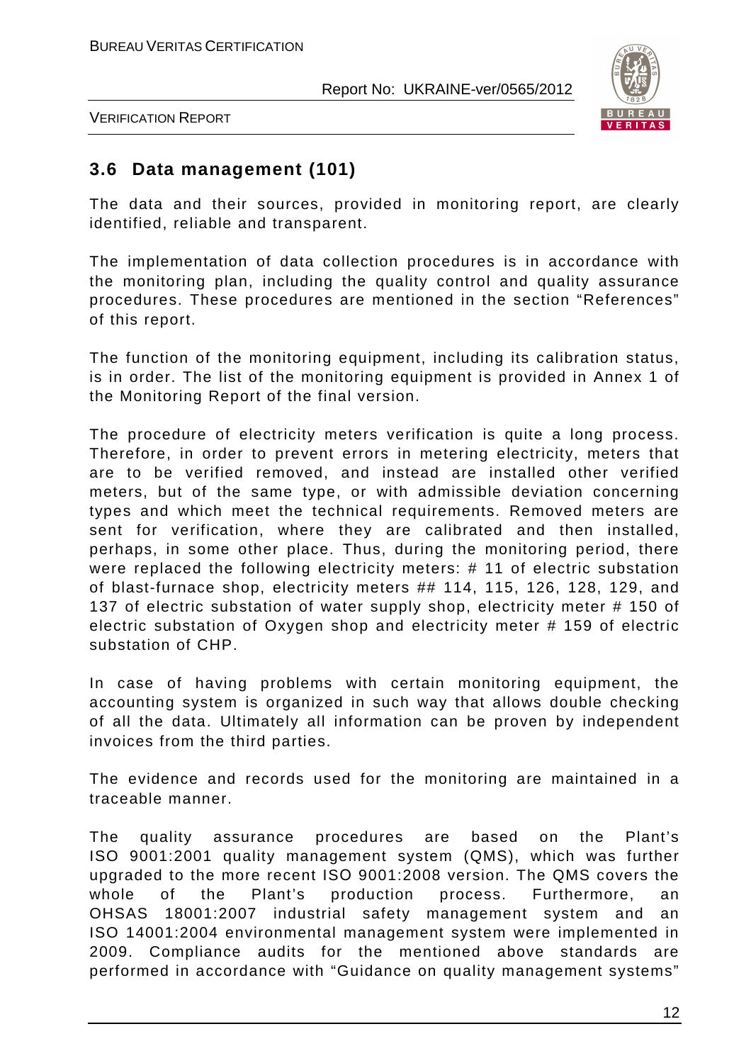## 3.6 Data management (101)

The data and their sources, provided in monitoring report, are clearly identified, reliable and transparent.

The implementation of data collection procedures is in accordance with the monitoring plan, including the quality control and quality assurance procedures. These procedures are mentioned in the section "References" of this report.

The function of the monitoring equipment, including its calibration status, is in order. The list of the monitoring equipment is provided in Annex 1 of the Monitoring Report of the final version.

The procedure of electricity meters verification is quite a long process. Therefore, in order to prevent errors in metering electricity, meters that are to be verified removed, and instead are installed other verified meters, but of the same type, or with admissible deviation concerning types and which meet the technical requirements. Removed meters are sent for verification, where they are calibrated and then installed, perhaps, in some other place. Thus, during the monitoring period, there were replaced the following electricity meters: # 11 of electric substation of blast-furnace shop, electricity meters ## 114, 115, 126, 128, 129, and 137 of electric substation of water supply shop, electricity meter # 150 of electric substation of Oxygen shop and electricity meter # 159 of electric substation of CHP.

In case of having problems with certain monitoring equipment, the accounting system is organized in such way that allows double checking of all the data. Ultimately all information can be proven by independent invoices from the third parties.

The evidence and records used for the monitoring are maintained in a traceable manner.

The quality assurance procedures are based on the Plant's ISO 9001:2001 quality management system (QMS), which was further upgraded to the more recent ISO 9001:2008 version. The QMS covers the whole of the Plant's production process. Furthermore, an OHSAS 18001:2007 industrial safety management system and an ISO 14001:2004 environmental management system were implemented in 2009. Compliance audits for the mentioned above standards are performed in accordance with "Guidance on quality management systems"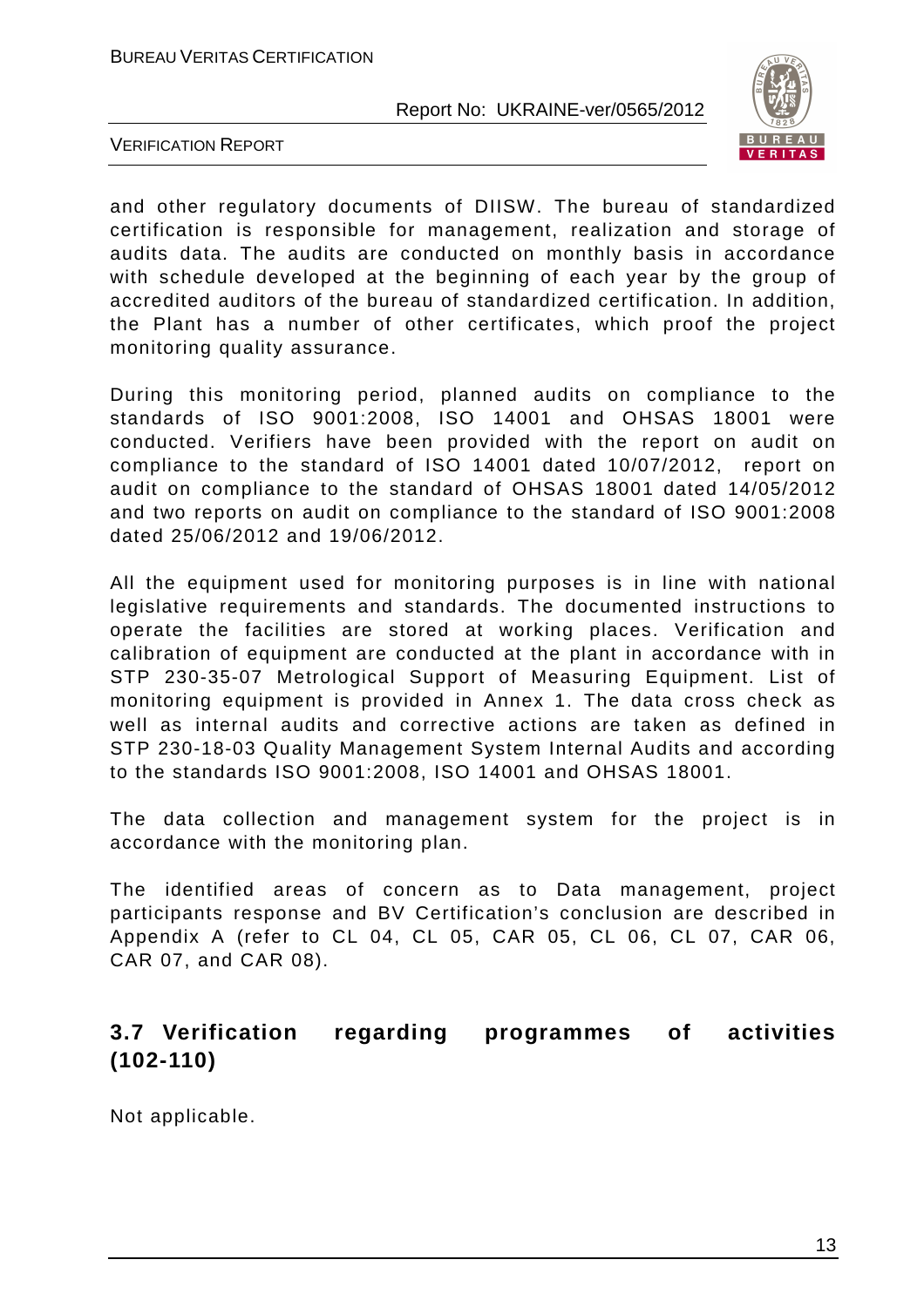and other regulatory documents of DIISW. The bureau of standardized certification is responsible for management, realization and storage of audits data. The audits are conducted on monthly basis in accordance with schedule developed at the beginning of each year by the group of accredited auditors of the bureau of standardized certification. In addition, the Plant has a number of other certificates, which proof the project monitoring quality assurance.

During this monitoring period, planned audits on compliance to the standards of ISO 9001:2008, ISO 14001 and OHSAS 18001 were conducted. Verifiers have been provided with the report on audit on compliance to the standard of ISO 14001 dated 10/07/2012, report on audit on compliance to the standard of OHSAS 18001 dated 14/05/2012 and two reports on audit on compliance to the standard of ISO 9001:2008 dated 25/06/2012 and 19/06/2012.

All the equipment used for monitoring purposes is in line with national legislative requirements and standards. The documented instructions to operate the facilities are stored at working places. Verification and calibration of equipment are conducted at the plant in accordance with in STP 230-35-07 Metrological Support of Measuring Equipment. List of monitoring equipment is provided in Annex 1. The data cross check as well as internal audits and corrective actions are taken as defined in STP 230-18-03 Quality Management System Internal Audits and according to the standards ISO 9001:2008, ISO 14001 and OHSAS 18001.

The data collection and management system for the project is in accordance with the monitoring plan.

The identified areas of concern as to Data management, project participants response and BV Certification's conclusion are described in Appendix A (refer to CL 04, CL 05, CAR 05, CL 06, CL 07, CAR 06, CAR 07, and CAR 08).

## 3.7 Verification regarding programmes of activities (102-110)

Not applicable.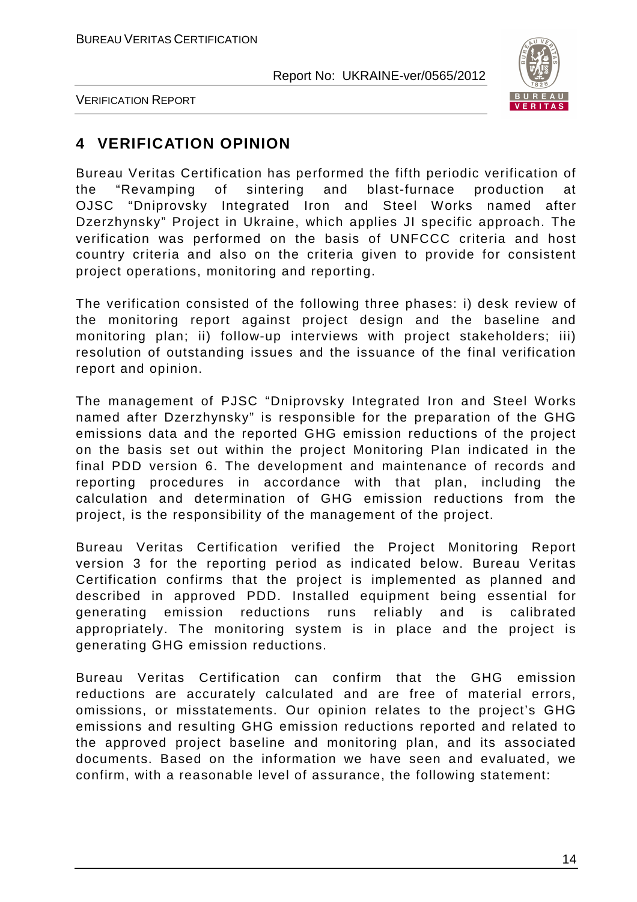# 4 VERIFICATION OPINION

Bureau Veritas Certification has performed the fifth periodic verification of the "Revamping of sintering and blast-furnace production at OJSC "Dniprovsky Integrated Iron and Steel Works named after Dzerzhynsky" Project in Ukraine, which applies JI specific approach. The verification was performed on the basis of UNFCCC criteria and host country criteria and also on the criteria given to provide for consistent project operations, monitoring and reporting.

The verification consisted of the following three phases: i) desk review of the monitoring report against project design and the baseline and monitoring plan; ii) follow-up interviews with project stakeholders; iii) resolution of outstanding issues and the issuance of the final verification report and opinion.

The management of PJSC "Dniprovsky Integrated Iron and Steel Works named after Dzerzhynsky" is responsible for the preparation of the GHG emissions data and the reported GHG emission reductions of the project on the basis set out within the project Monitoring Plan indicated in the final PDD version 6. The development and maintenance of records and reporting procedures in accordance with that plan, including the calculation and determination of GHG emission reductions from the project, is the responsibility of the management of the project.

Bureau Veritas Certification verified the Project Monitoring Report version 3 for the reporting period as indicated below. Bureau Veritas Certification confirms that the project is implemented as planned and described in approved PDD. Installed equipment being essential for generating emission reductions runs reliably and is calibrated appropriately. The monitoring system is in place and the project is generating GHG emission reductions.

Bureau Veritas Certification can confirm that the GHG emission reductions are accurately calculated and are free of material errors, omissions, or misstatements. Our opinion relates to the project's GHG emissions and resulting GHG emission reductions reported and related to the approved project baseline and monitoring plan, and its associated documents. Based on the information we have seen and evaluated, we confirm, with a reasonable level of assurance, the following statement: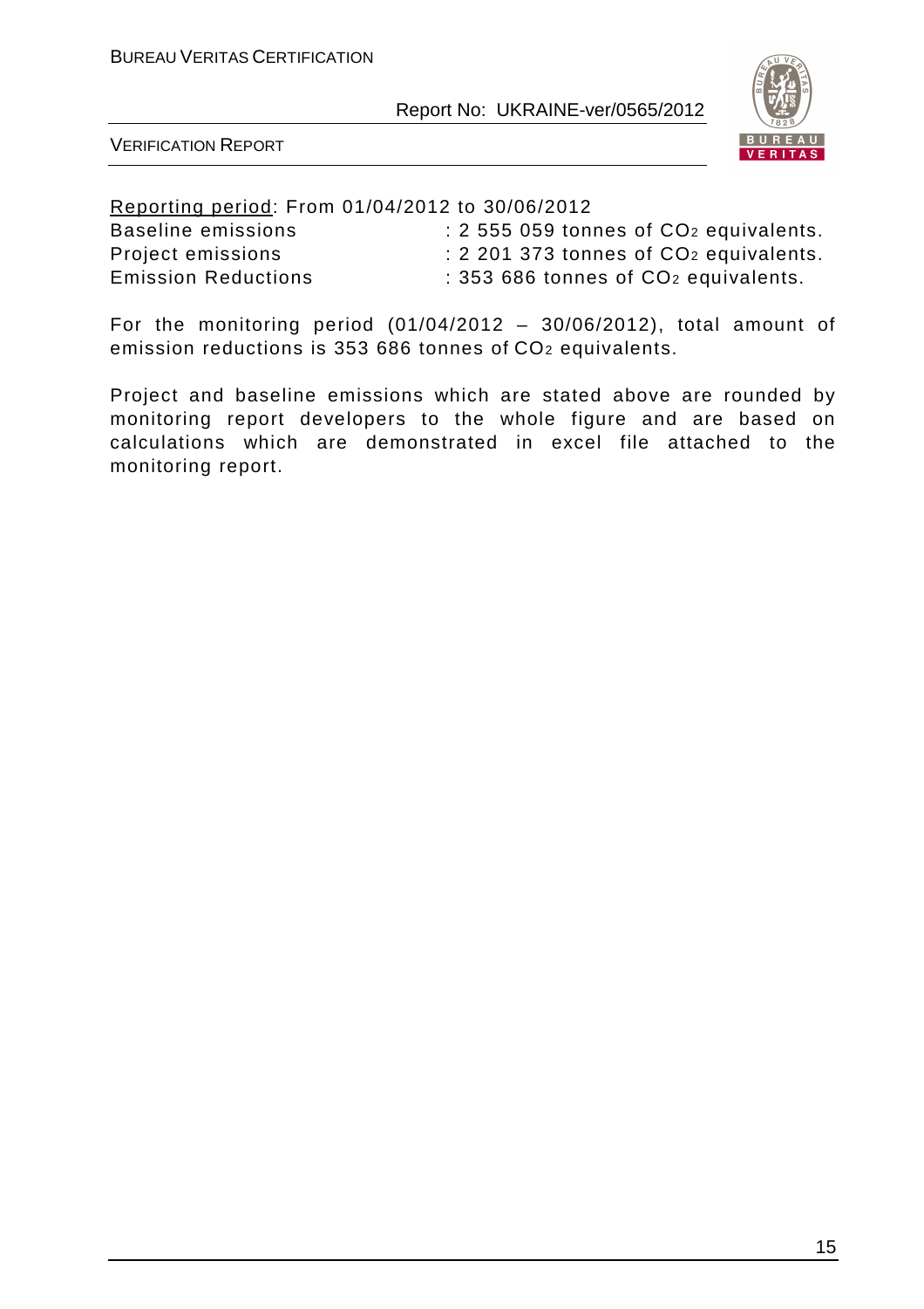<u>Reporting period</u>: From 01/04/2012 to 30/06/2012

| | |
|---|---|
| Baseline emissions | : 2 555 059 tonnes of $CO_2$ equivalents. |
| Project emissions | : 2 201 373 tonnes of $CO_2$ equivalents. |
| Emission Reductions | : 353 686 tonnes of $CO_2$ equivalents. |

For the monitoring period (01/04/2012 – 30/06/2012), total amount of emission reductions is 353 686 tonnes of $CO_2$ equivalents.

Project and baseline emissions which are stated above are rounded by monitoring report developers to the whole figure and are based on calculations which are demonstrated in excel file attached to the monitoring report.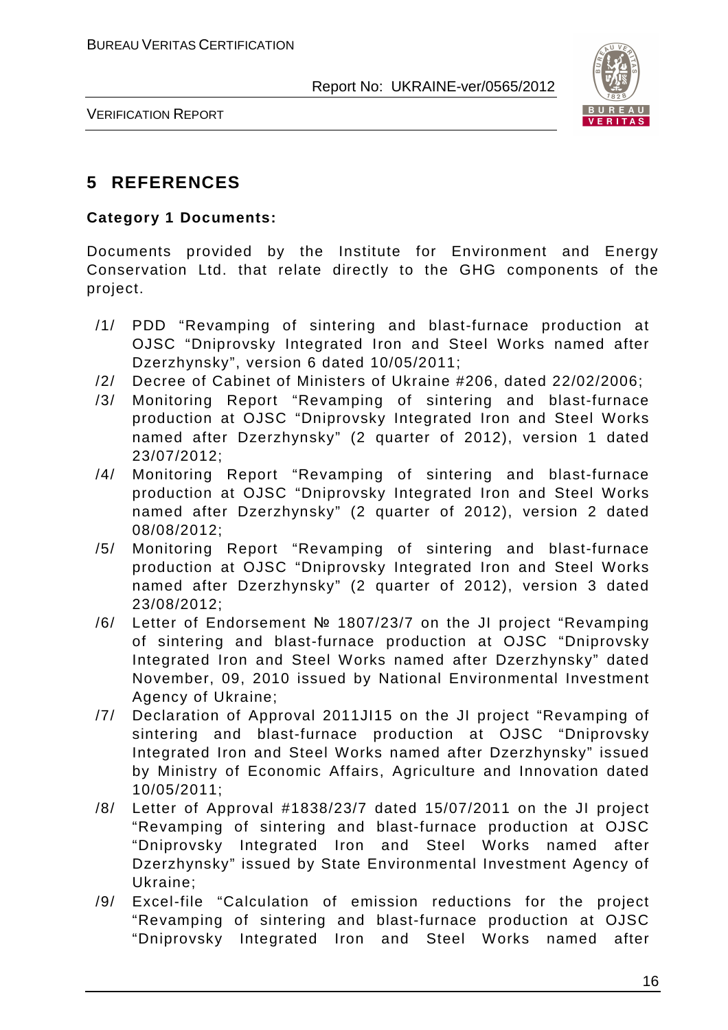## 5 REFERENCES

**Category 1 Documents:**

Documents provided by the Institute for Environment and Energy Conservation Ltd. that relate directly to the GHG components of the project.

/1/ PDD "Revamping of sintering and blast-furnace production at OJSC "Dniprovsky Integrated Iron and Steel Works named after Dzerzhynsky", version 6 dated 10/05/2011;

/2/ Decree of Cabinet of Ministers of Ukraine #206, dated 22/02/2006;

/3/ Monitoring Report "Revamping of sintering and blast-furnace production at OJSC "Dniprovsky Integrated Iron and Steel Works named after Dzerzhynsky" (2 quarter of 2012), version 1 dated 23/07/2012;

/4/ Monitoring Report "Revamping of sintering and blast-furnace production at OJSC "Dniprovsky Integrated Iron and Steel Works named after Dzerzhynsky" (2 quarter of 2012), version 2 dated 08/08/2012;

/5/ Monitoring Report "Revamping of sintering and blast-furnace production at OJSC "Dniprovsky Integrated Iron and Steel Works named after Dzerzhynsky" (2 quarter of 2012), version 3 dated 23/08/2012;

/6/ Letter of Endorsement № 1807/23/7 on the JI project "Revamping of sintering and blast-furnace production at OJSC "Dniprovsky Integrated Iron and Steel Works named after Dzerzhynsky" dated November, 09, 2010 issued by National Environmental Investment Agency of Ukraine;

/7/ Declaration of Approval 2011JI15 on the JI project "Revamping of sintering and blast-furnace production at OJSC "Dniprovsky Integrated Iron and Steel Works named after Dzerzhynsky" issued by Ministry of Economic Affairs, Agriculture and Innovation dated 10/05/2011;

/8/ Letter of Approval #1838/23/7 dated 15/07/2011 on the JI project "Revamping of sintering and blast-furnace production at OJSC "Dniprovsky Integrated Iron and Steel Works named after Dzerzhynsky" issued by State Environmental Investment Agency of Ukraine;

/9/ Excel-file "Calculation of emission reductions for the project "Revamping of sintering and blast-furnace production at OJSC "Dniprovsky Integrated Iron and Steel Works named after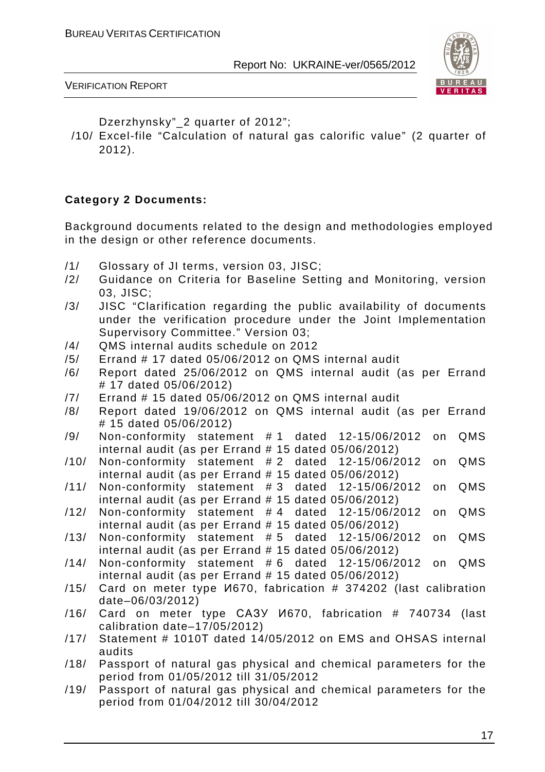Dzerzhynsky"_2 quarter of 2012";

/10/ Excel-file "Calculation of natural gas calorific value" (2 quarter of 2012).

**Category 2 Documents:**

Background documents related to the design and methodologies employed in the design or other reference documents.

/1/ Glossary of JI terms, version 03, JISC;
/2/ Guidance on Criteria for Baseline Setting and Monitoring, version 03, JISC;
/3/ JISC "Clarification regarding the public availability of documents under the verification procedure under the Joint Implementation Supervisory Committee." Version 03;
/4/ QMS internal audits schedule on 2012
/5/ Errand # 17 dated 05/06/2012 on QMS internal audit
/6/ Report dated 25/06/2012 on QMS internal audit (as per Errand # 17 dated 05/06/2012)
/7/ Errand # 15 dated 05/06/2012 on QMS internal audit
/8/ Report dated 19/06/2012 on QMS internal audit (as per Errand # 15 dated 05/06/2012)
/9/ Non-conformity statement # 1 dated 12-15/06/2012 on QMS internal audit (as per Errand # 15 dated 05/06/2012)
/10/ Non-conformity statement # 2 dated 12-15/06/2012 on QMS internal audit (as per Errand # 15 dated 05/06/2012)
/11/ Non-conformity statement # 3 dated 12-15/06/2012 on QMS internal audit (as per Errand # 15 dated 05/06/2012)
/12/ Non-conformity statement # 4 dated 12-15/06/2012 on QMS internal audit (as per Errand # 15 dated 05/06/2012)
/13/ Non-conformity statement # 5 dated 12-15/06/2012 on QMS internal audit (as per Errand # 15 dated 05/06/2012)
/14/ Non-conformity statement # 6 dated 12-15/06/2012 on QMS internal audit (as per Errand # 15 dated 05/06/2012)
/15/ Card on meter type И670, fabrication # 374202 (last calibration date–06/03/2012)
/16/ Card on meter type САЗУ И670, fabrication # 740734 (last calibration date–17/05/2012)
/17/ Statement # 1010T dated 14/05/2012 on EMS and OHSAS internal audits
/18/ Passport of natural gas physical and chemical parameters for the period from 01/05/2012 till 31/05/2012
/19/ Passport of natural gas physical and chemical parameters for the period from 01/04/2012 till 30/04/2012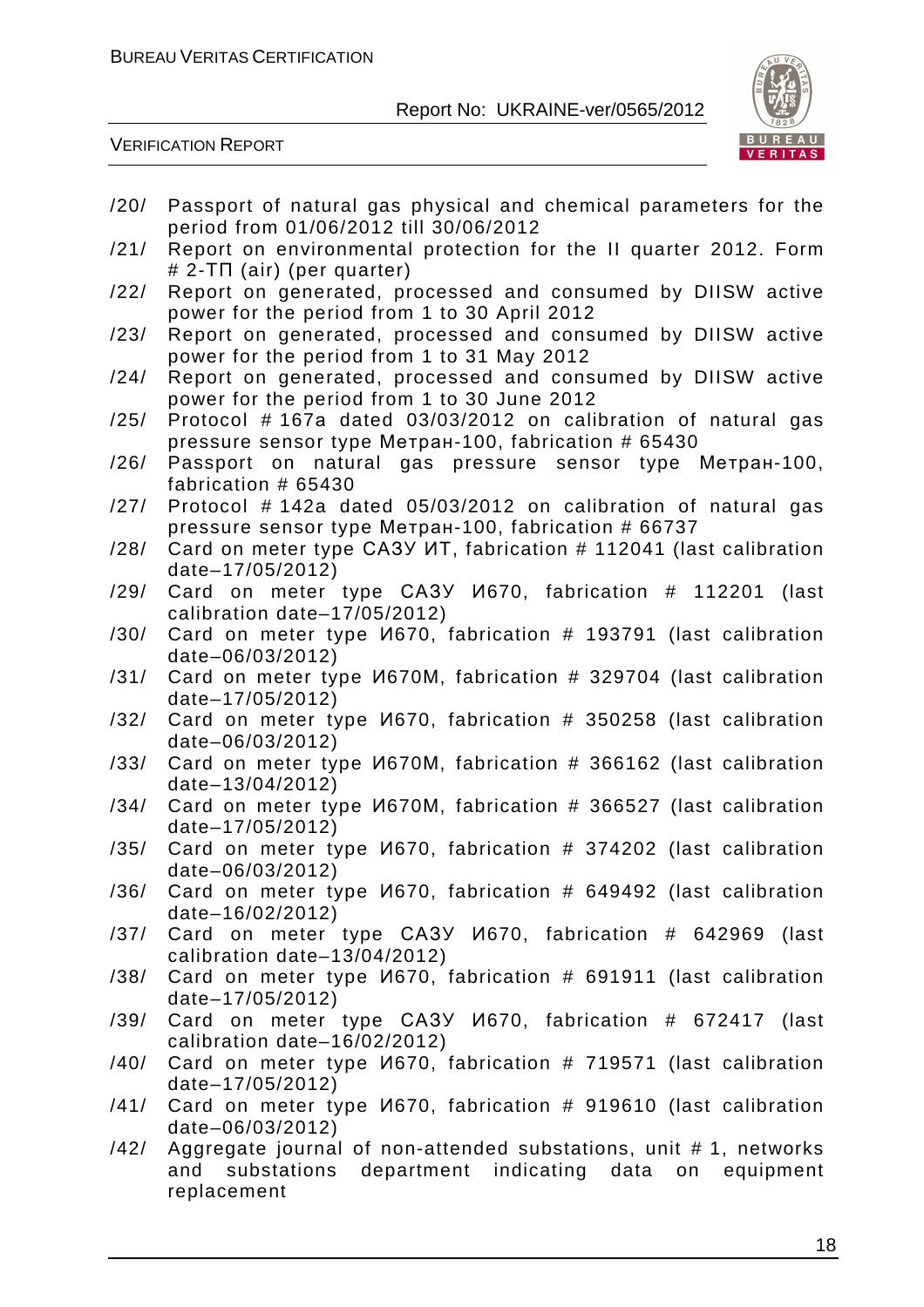/20/ Passport of natural gas physical and chemical parameters for the period from 01/06/2012 till 30/06/2012

/21/ Report on environmental protection for the II quarter 2012. Form # 2-ТП (air) (per quarter)

/22/ Report on generated, processed and consumed by DIISW active power for the period from 1 to 30 April 2012

/23/ Report on generated, processed and consumed by DIISW active power for the period from 1 to 31 May 2012

/24/ Report on generated, processed and consumed by DIISW active power for the period from 1 to 30 June 2012

/25/ Protocol # 167a dated 03/03/2012 on calibration of natural gas pressure sensor type Метран-100, fabrication # 65430

/26/ Passport on natural gas pressure sensor type Метран-100, fabrication # 65430

/27/ Protocol # 142a dated 05/03/2012 on calibration of natural gas pressure sensor type Метран-100, fabrication # 66737

/28/ Card on meter type САЗУ ИТ, fabrication # 112041 (last calibration date–17/05/2012)

/29/ Card on meter type САЗУ И670, fabrication # 112201 (last calibration date–17/05/2012)

/30/ Card on meter type И670, fabrication # 193791 (last calibration date–06/03/2012)

/31/ Card on meter type И670М, fabrication # 329704 (last calibration date–17/05/2012)

/32/ Card on meter type И670, fabrication # 350258 (last calibration date–06/03/2012)

/33/ Card on meter type И670М, fabrication # 366162 (last calibration date–13/04/2012)

/34/ Card on meter type И670М, fabrication # 366527 (last calibration date–17/05/2012)

/35/ Card on meter type И670, fabrication # 374202 (last calibration date–06/03/2012)

/36/ Card on meter type И670, fabrication # 649492 (last calibration date–16/02/2012)

/37/ Card on meter type САЗУ И670, fabrication # 642969 (last calibration date–13/04/2012)

/38/ Card on meter type И670, fabrication # 691911 (last calibration date–17/05/2012)

/39/ Card on meter type САЗУ И670, fabrication # 672417 (last calibration date–16/02/2012)

/40/ Card on meter type И670, fabrication # 719571 (last calibration date–17/05/2012)

/41/ Card on meter type И670, fabrication # 919610 (last calibration date–06/03/2012)

/42/ Aggregate journal of non-attended substations, unit # 1, networks and substations department indicating data on equipment replacement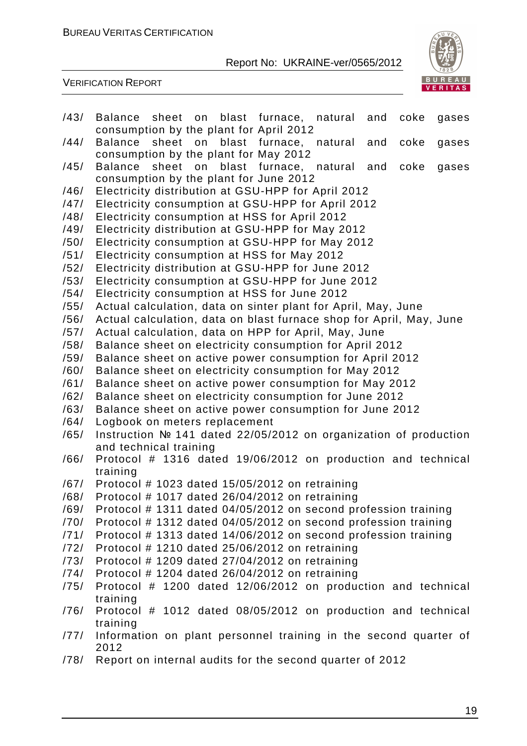/43/ Balance sheet on blast furnace, natural and coke gases consumption by the plant for April 2012

/44/ Balance sheet on blast furnace, natural and coke gases consumption by the plant for May 2012

/45/ Balance sheet on blast furnace, natural and coke gases consumption by the plant for June 2012

/46/ Electricity distribution at GSU-HPP for April 2012

/47/ Electricity consumption at GSU-HPP for April 2012

/48/ Electricity consumption at HSS for April 2012

/49/ Electricity distribution at GSU-HPP for May 2012

/50/ Electricity consumption at GSU-HPP for May 2012

/51/ Electricity consumption at HSS for May 2012

/52/ Electricity distribution at GSU-HPP for June 2012

/53/ Electricity consumption at GSU-HPP for June 2012

/54/ Electricity consumption at HSS for June 2012

/55/ Actual calculation, data on sinter plant for April, May, June

/56/ Actual calculation, data on blast furnace shop for April, May, June

/57/ Actual calculation, data on HPP for April, May, June

/58/ Balance sheet on electricity consumption for April 2012

/59/ Balance sheet on active power consumption for April 2012

/60/ Balance sheet on electricity consumption for May 2012

/61/ Balance sheet on active power consumption for May 2012

/62/ Balance sheet on electricity consumption for June 2012

/63/ Balance sheet on active power consumption for June 2012

/64/ Logbook on meters replacement

/65/ Instruction № 141 dated 22/05/2012 on organization of production and technical training

/66/ Protocol # 1316 dated 19/06/2012 on production and technical training

/67/ Protocol # 1023 dated 15/05/2012 on retraining

/68/ Protocol # 1017 dated 26/04/2012 on retraining

/69/ Protocol # 1311 dated 04/05/2012 on second profession training

/70/ Protocol # 1312 dated 04/05/2012 on second profession training

/71/ Protocol # 1313 dated 14/06/2012 on second profession training

/72/ Protocol # 1210 dated 25/06/2012 on retraining

/73/ Protocol # 1209 dated 27/04/2012 on retraining

/74/ Protocol # 1204 dated 26/04/2012 on retraining

/75/ Protocol # 1200 dated 12/06/2012 on production and technical training

/76/ Protocol # 1012 dated 08/05/2012 on production and technical training

/77/ Information on plant personnel training in the second quarter of 2012

/78/ Report on internal audits for the second quarter of 2012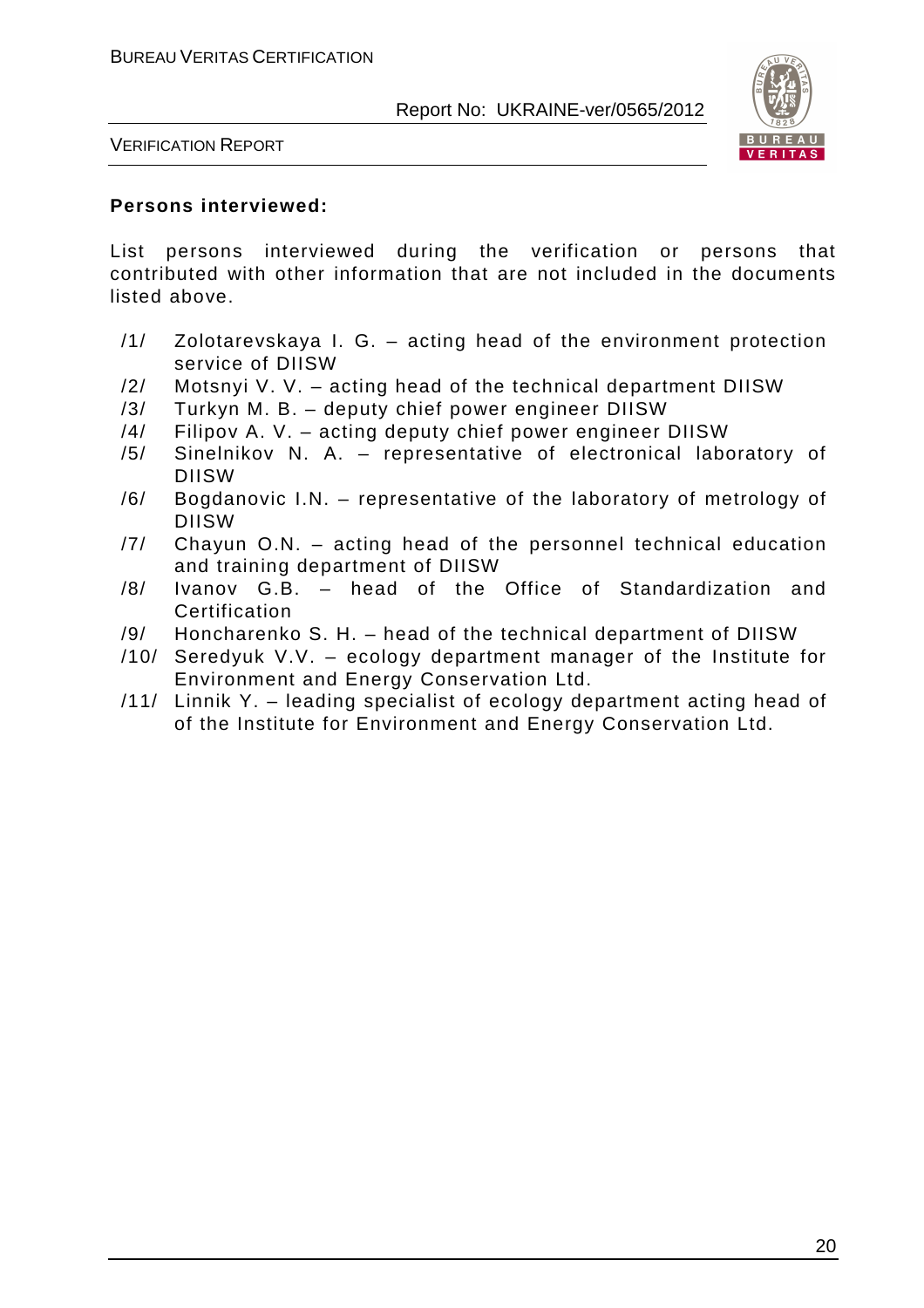**Persons interviewed:**

List persons interviewed during the verification or persons that contributed with other information that are not included in the documents listed above.

/1/ Zolotarevskaya I. G. – acting head of the environment protection service of DIISW
/2/ Motsnyi V. V. – acting head of the technical department DIISW
/3/ Turkyn M. B. – deputy chief power engineer DIISW
/4/ Filipov A. V. – acting deputy chief power engineer DIISW
/5/ Sinelnikov N. A. – representative of electronical laboratory of DIISW
/6/ Bogdanovic I.N. – representative of the laboratory of metrology of DIISW
/7/ Chayun O.N. – acting head of the personnel technical education and training department of DIISW
/8/ Ivanov G.B. – head of the Office of Standardization and Certification
/9/ Honcharenko S. H. – head of the technical department of DIISW
/10/ Seredyuk V.V. – ecology department manager of the Institute for Environment and Energy Conservation Ltd.
/11/ Linnik Y. – leading specialist of ecology department acting head of of the Institute for Environment and Energy Conservation Ltd.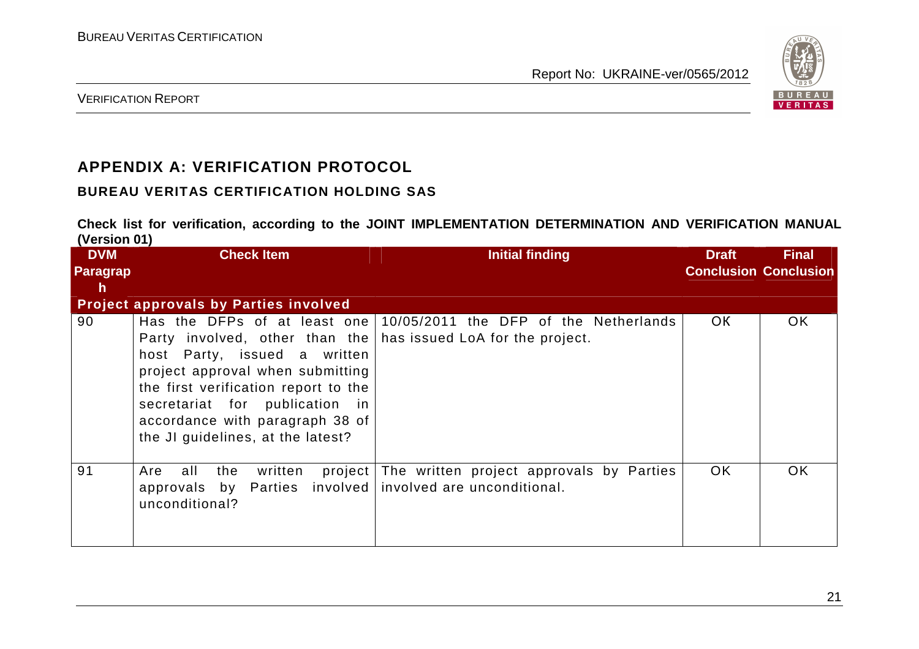## APPENDIX A: VERIFICATION PROTOCOL

### BUREAU VERITAS CERTIFICATION HOLDING SAS

**Check list for verification, according to the JOINT IMPLEMENTATION DETERMINATION AND VERIFICATION MANUAL (Version 01)**

| DVM Paragraph | Check Item | Initial finding | Draft Conclusion | Final Conclusion |
|---|---|---|---|---|
| **Project approvals by Parties involved** | | | | |
| 90 | Has the DFPs of at least one Party involved, other than the host Party, issued a written project approval when submitting the first verification report to the secretariat for publication in accordance with paragraph 38 of the JI guidelines, at the latest? | 10/05/2011 the DFP of the Netherlands has issued LoA for the project. | OK | OK |
| 91 | Are all the written project approvals by Parties involved unconditional? | The written project approvals by Parties involved are unconditional. | OK | OK |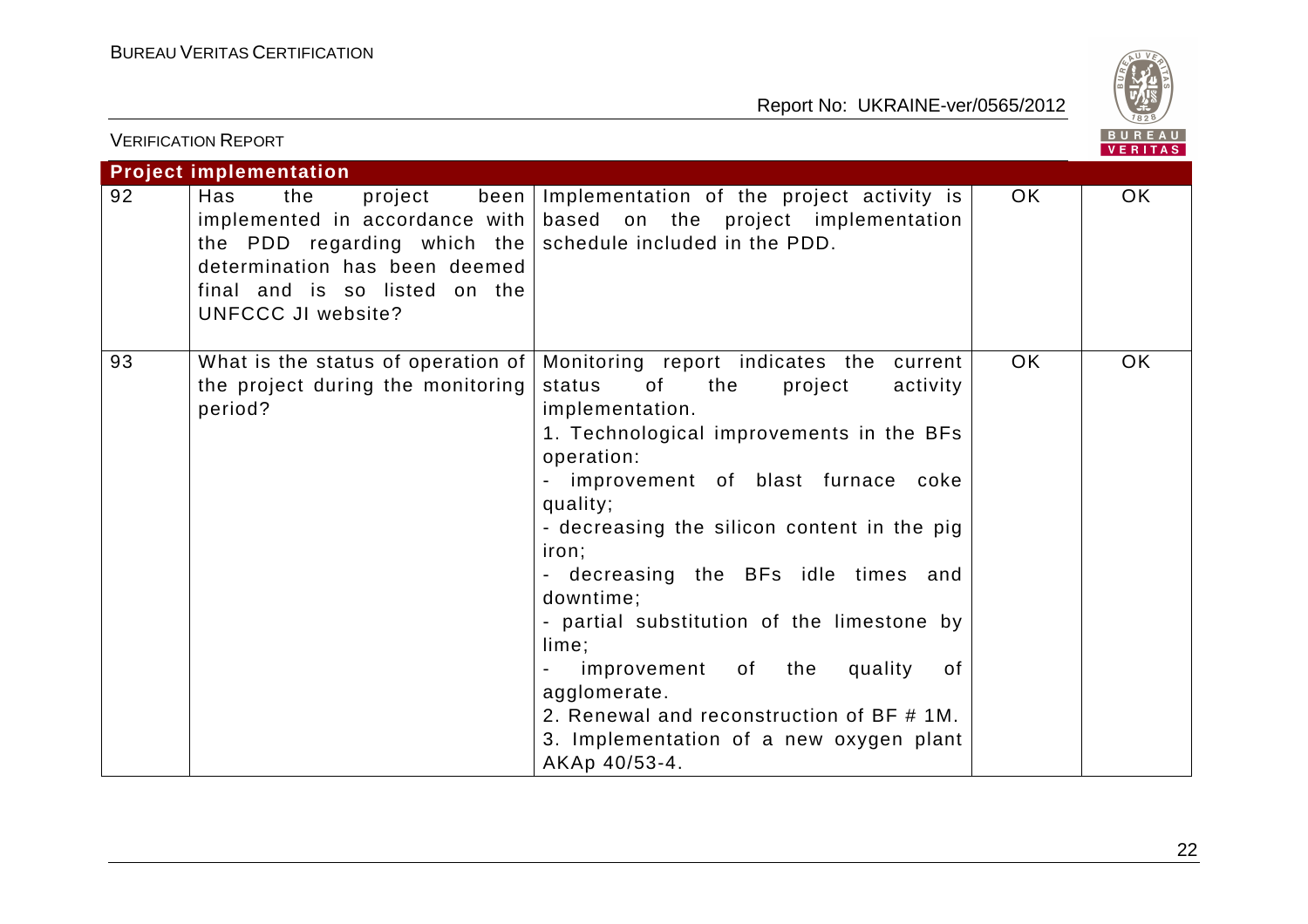| **Project implementation** | | | | |
|---|---|---|---|---|
| 92 | Has the project been implemented in accordance with the PDD regarding which the determination has been deemed final and is so listed on the UNFCCC JI website? | Implementation of the project activity is based on the project implementation schedule included in the PDD. | OK | OK |
| 93 | What is the status of operation of the project during the monitoring period? | Monitoring report indicates the current status of the project activity implementation.<br>1. Technological improvements in the BFs operation:<br>- improvement of blast furnace coke quality;<br>- decreasing the silicon content in the pig iron;<br>- decreasing the BFs idle times and downtime;<br>- partial substitution of the limestone by lime;<br>- improvement of the quality of agglomerate.<br>2. Renewal and reconstruction of BF # 1M.<br>3. Implementation of a new oxygen plant AKAp 40/53-4. | OK | OK |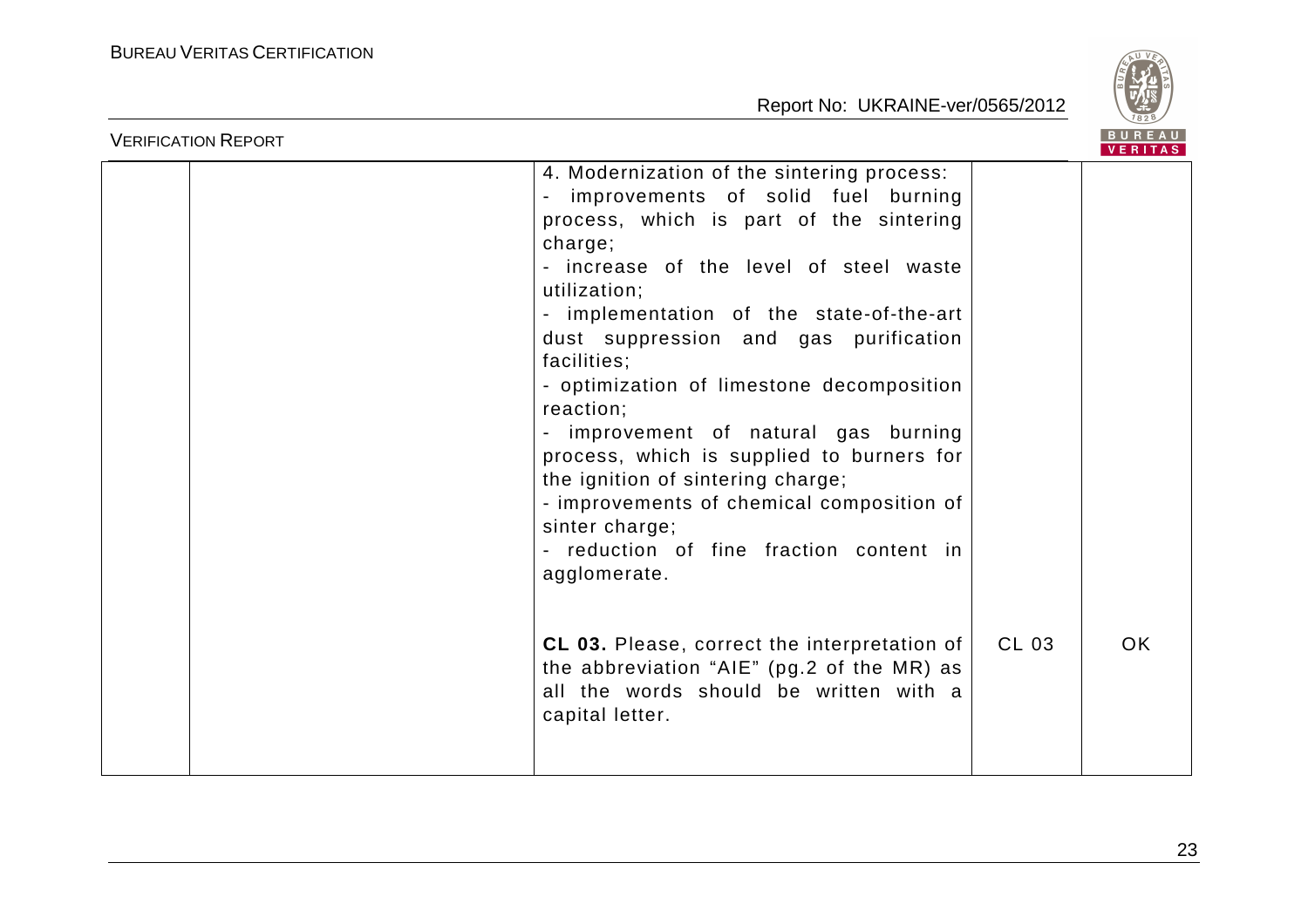|  |  | 4. Modernization of the sintering process:<br>- improvements of solid fuel burning process, which is part of the sintering charge;<br>- increase of the level of steel waste utilization;<br>- implementation of the state-of-the-art dust suppression and gas purification facilities;<br>- optimization of limestone decomposition reaction;<br>- improvement of natural gas burning process, which is supplied to burners for the ignition of sintering charge;<br>- improvements of chemical composition of sinter charge;<br>- reduction of fine fraction content in agglomerate. |  |  |
|---|---|---|---|---|
|  |  | **CL 03.** Please, correct the interpretation of the abbreviation "AIE" (pg.2 of the MR) as all the words should be written with a capital letter. | CL 03 | OK |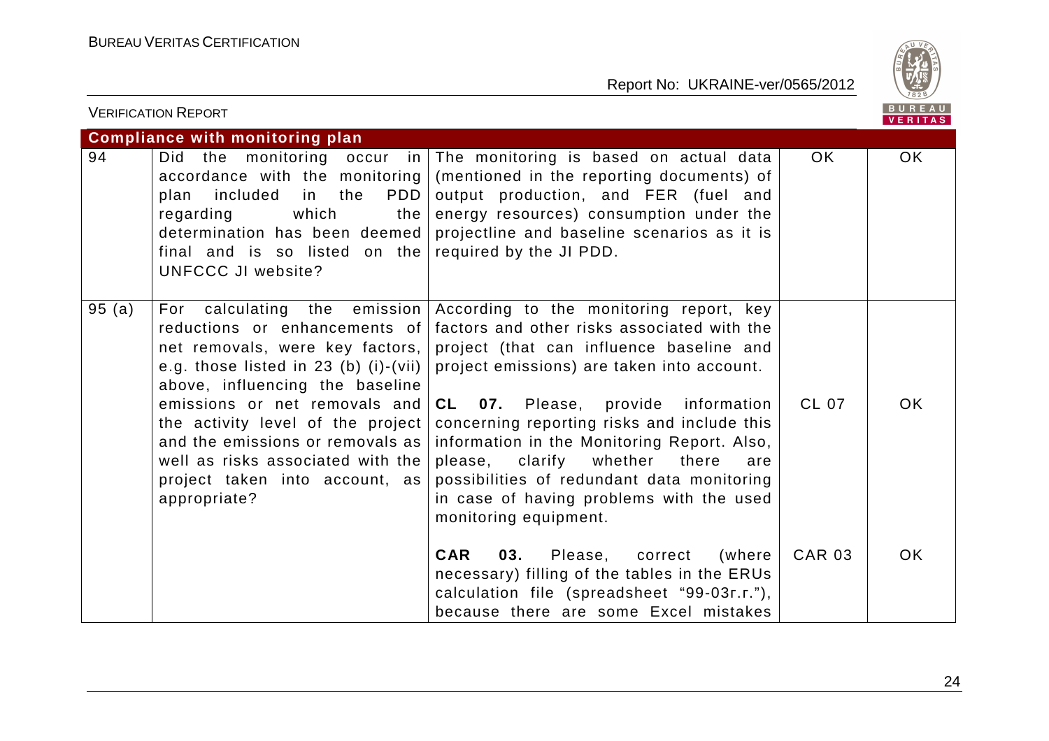| Compliance with monitoring plan | | | | |
|---|---|---|---|---|
| 94 | Did the monitoring occur in accordance with the monitoring plan included in the PDD regarding which the determination has been deemed final and is so listed on the UNFCCC JI website? | The monitoring is based on actual data (mentioned in the reporting documents) of output production, and FER (fuel and energy resources) consumption under the projectline and baseline scenarios as it is required by the JI PDD. | OK | OK |
| 95 (a) | For calculating the emission reductions or enhancements of net removals, were key factors, e.g. those listed in 23 (b) (i)-(vii) above, influencing the baseline emissions or net removals and the activity level of the project and the emissions or removals as well as risks associated with the project taken into account, as appropriate? | According to the monitoring report, key factors and other risks associated with the project (that can influence baseline and project emissions) are taken into account.<br><br>**CL 07.** Please, provide information concerning reporting risks and include this information in the Monitoring Report. Also, please, clarify whether there are possibilities of redundant data monitoring in case of having problems with the used monitoring equipment.<br><br>**CAR 03.** Please, correct (where necessary) filling of the tables in the ERUs calculation file (spreadsheet "99-03r.r."), because there are some Excel mistakes | CL 07<br><br>CAR 03 | OK<br><br>OK |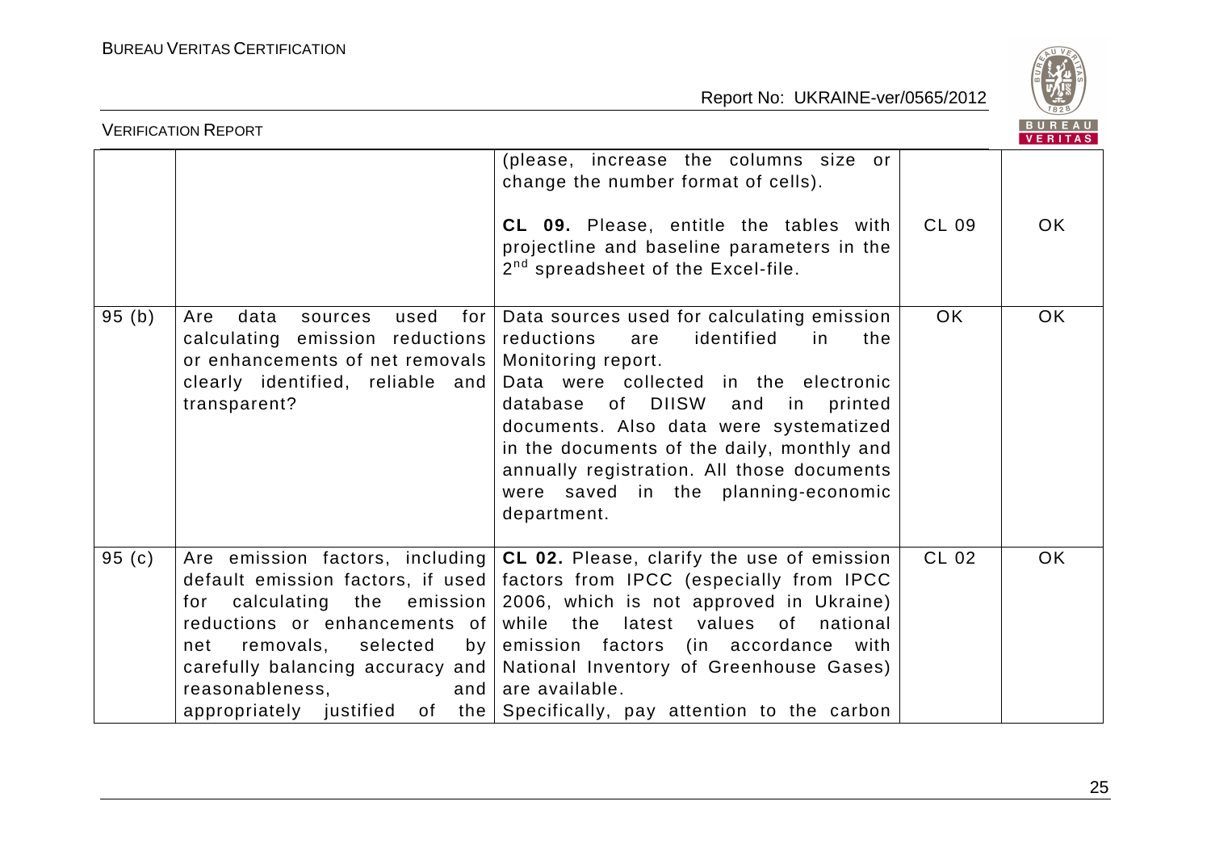|  |  | (please, increase the columns size or change the number format of cells).<br><br>**CL 09.** Please, entitle the tables with projectline and baseline parameters in the 2nd spreadsheet of the Excel-file. | CL 09 | OK |
|---|---|---|---|---|
| 95 (b) | Are data sources used for calculating emission reductions or enhancements of net removals clearly identified, reliable and transparent? | Data sources used for calculating emission reductions are identified in the Monitoring report.<br>Data were collected in the electronic database of DIISW and in printed documents. Also data were systematized in the documents of the daily, monthly and annually registration. All those documents were saved in the planning-economic department. | OK | OK |
| 95 (c) | Are emission factors, including default emission factors, if used for calculating the emission reductions or enhancements of net removals, selected by carefully balancing accuracy and reasonableness, and appropriately justified of the | **CL 02.** Please, clarify the use of emission factors from IPCC (especially from IPCC 2006, which is not approved in Ukraine) while the latest values of national emission factors (in accordance with National Inventory of Greenhouse Gases) are available.<br>Specifically, pay attention to the carbon | CL 02 | OK |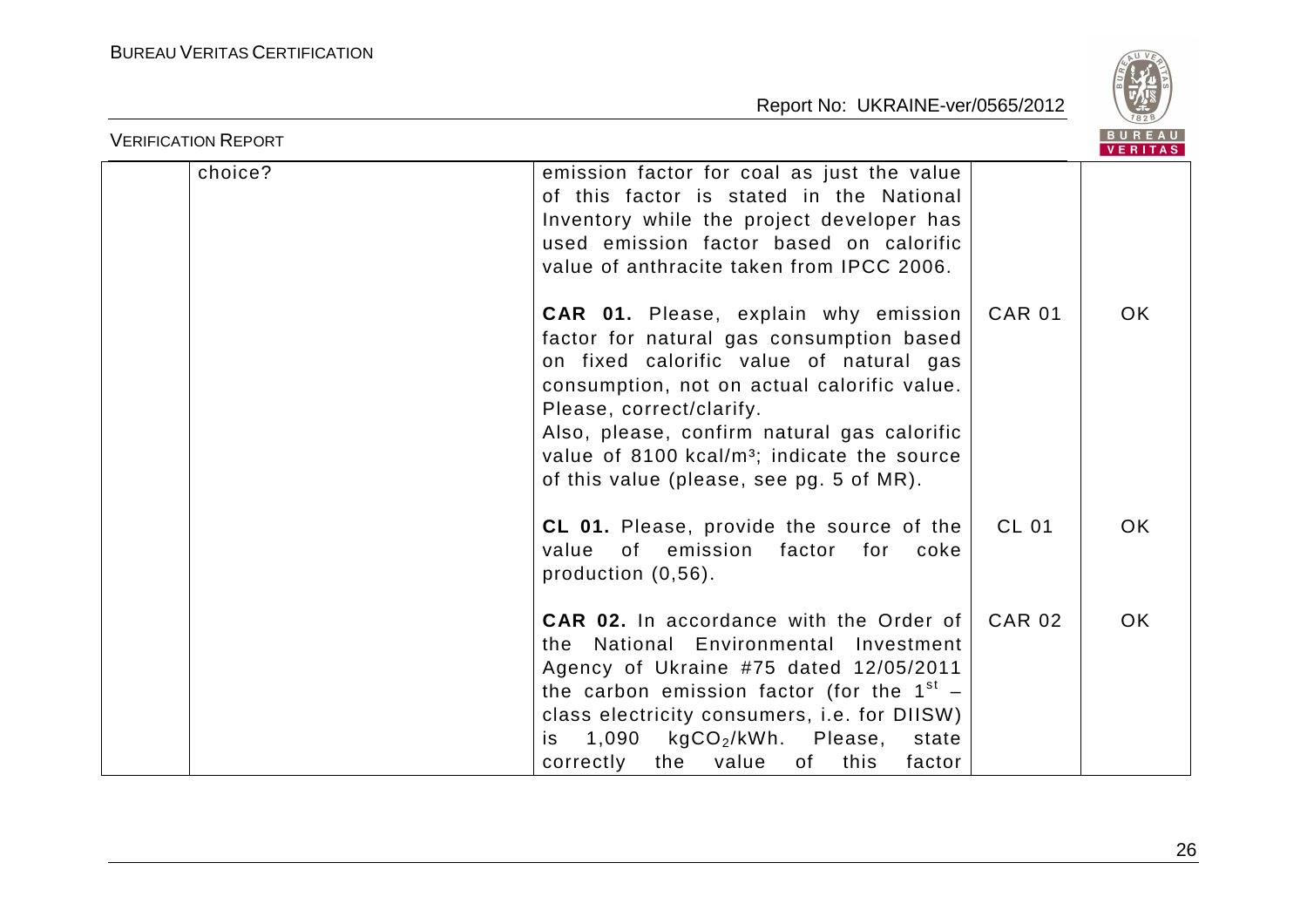|  | choice? | emission factor for coal as just the value of this factor is stated in the National Inventory while the project developer has used emission factor based on calorific value of anthracite taken from IPCC 2006. |  |  |
|---|---|---|---|---|
|  |  | **CAR 01.** Please, explain why emission factor for natural gas consumption based on fixed calorific value of natural gas consumption, not on actual calorific value. Please, correct/clarify. Also, please, confirm natural gas calorific value of 8100 kcal/m³; indicate the source of this value (please, see pg. 5 of MR). | CAR 01 | OK |
|  |  | **CL 01.** Please, provide the source of the value of emission factor for coke production (0,56). | CL 01 | OK |
|  |  | **CAR 02.** In accordance with the Order of the National Environmental Investment Agency of Ukraine #75 dated 12/05/2011 the carbon emission factor (for the $1^{st}$ – class electricity consumers, i.e. for DIISW) is 1,090 $kgCO_2$/kWh. Please, state correctly the value of this factor | CAR 02 | OK |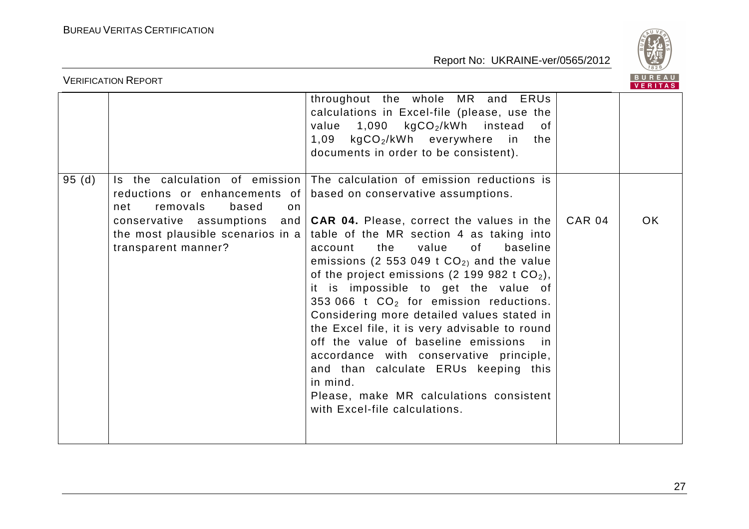| | | | | |
|---|---|---|---|---|
| | | throughout the whole MR and ERUs calculations in Excel-file (please, use the value 1,090 $kgCO_2/kWh$ instead of 1,09 $kgCO_2/kWh$ everywhere in the documents in order to be consistent). | | |
| 95 (d) | Is the calculation of emission reductions or enhancements of net removals based on conservative assumptions and the most plausible scenarios in a transparent manner? | The calculation of emission reductions is based on conservative assumptions.<br><br>**CAR 04.** Please, correct the values in the table of the MR section 4 as taking into account the value of baseline emissions (2 553 049 t $CO_2$) and the value of the project emissions (2 199 982 t $CO_2$), it is impossible to get the value of 353 066 t $CO_2$ for emission reductions. Considering more detailed values stated in the Excel file, it is very advisable to round off the value of baseline emissions in accordance with conservative principle, and than calculate ERUs keeping this in mind.<br>Please, make MR calculations consistent with Excel-file calculations. | CAR 04 | OK |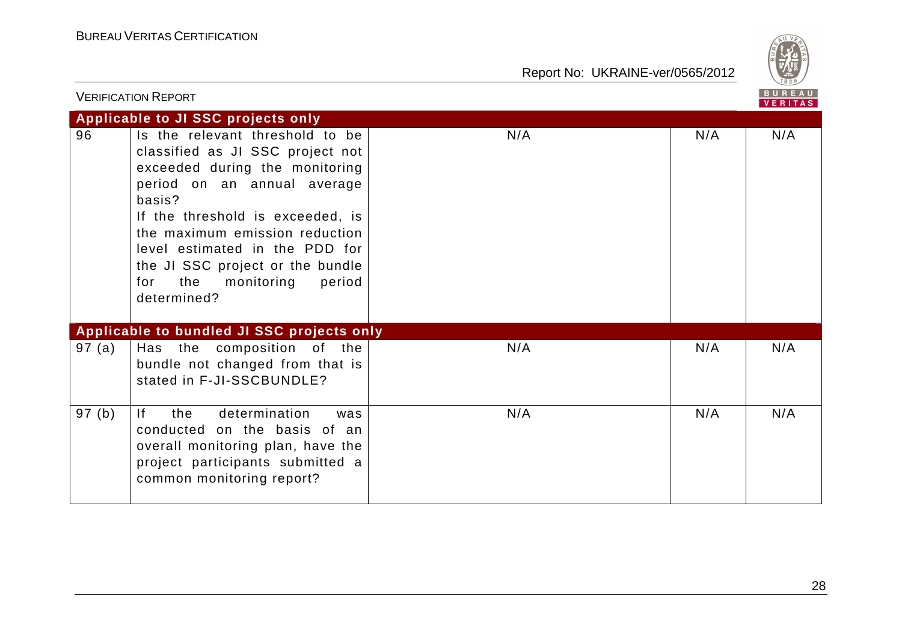| | | | | |
|---|---|---|---|---|
| **Applicable to JI SSC projects only** | | | | |
| 96 | Is the relevant threshold to be classified as JI SSC project not exceeded during the monitoring period on an annual average basis?<br>If the threshold is exceeded, is the maximum emission reduction level estimated in the PDD for the JI SSC project or the bundle for the monitoring period determined? | N/A | N/A | N/A |
| **Applicable to bundled JI SSC projects only** | | | | |
| 97 (a) | Has the composition of the bundle not changed from that is stated in F-JI-SSCBUNDLE? | N/A | N/A | N/A |
| 97 (b) | If the determination was conducted on the basis of an overall monitoring plan, have the project participants submitted a common monitoring report? | N/A | N/A | N/A |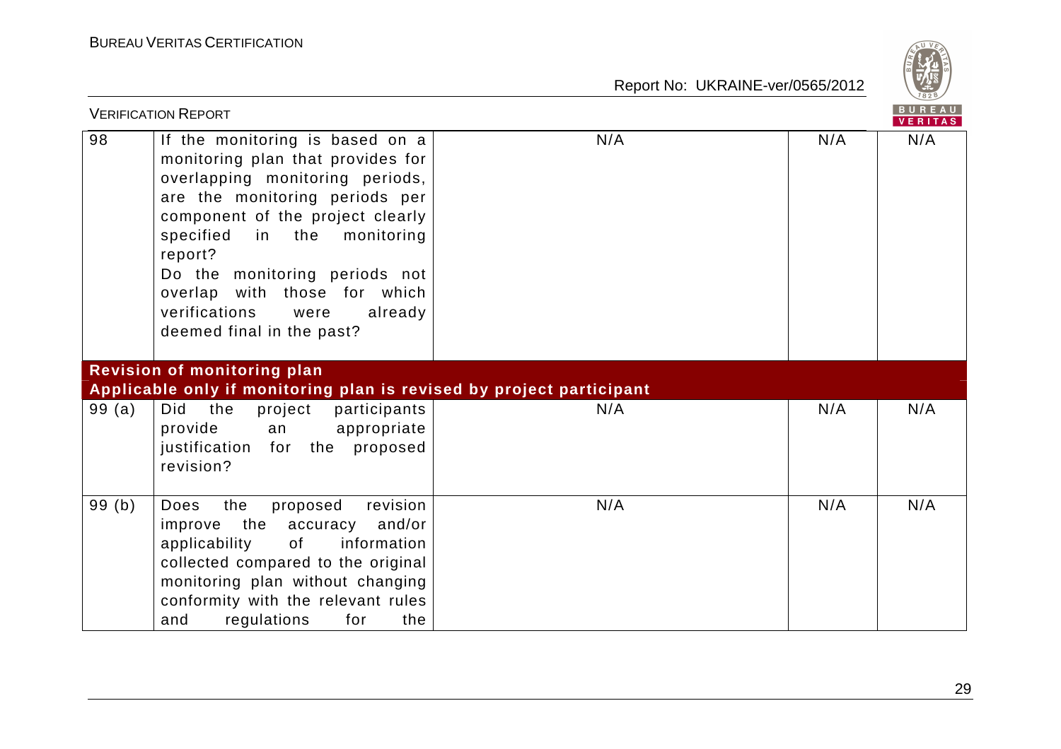| | | | | |
|---|---|---|---|---|
| 98 | If the monitoring is based on a monitoring plan that provides for overlapping monitoring periods, are the monitoring periods per component of the project clearly specified in the monitoring report?<br>Do the monitoring periods not overlap with those for which verifications were already deemed final in the past? | N/A | N/A | N/A |
| **Revision of monitoring plan**<br>**Applicable only if monitoring plan is revised by project participant** | | | | |
| 99 (a) | Did the project participants provide an appropriate justification for the proposed revision? | N/A | N/A | N/A |
| 99 (b) | Does the proposed revision improve the accuracy and/or applicability of information collected compared to the original monitoring plan without changing conformity with the relevant rules and regulations for the | N/A | N/A | N/A |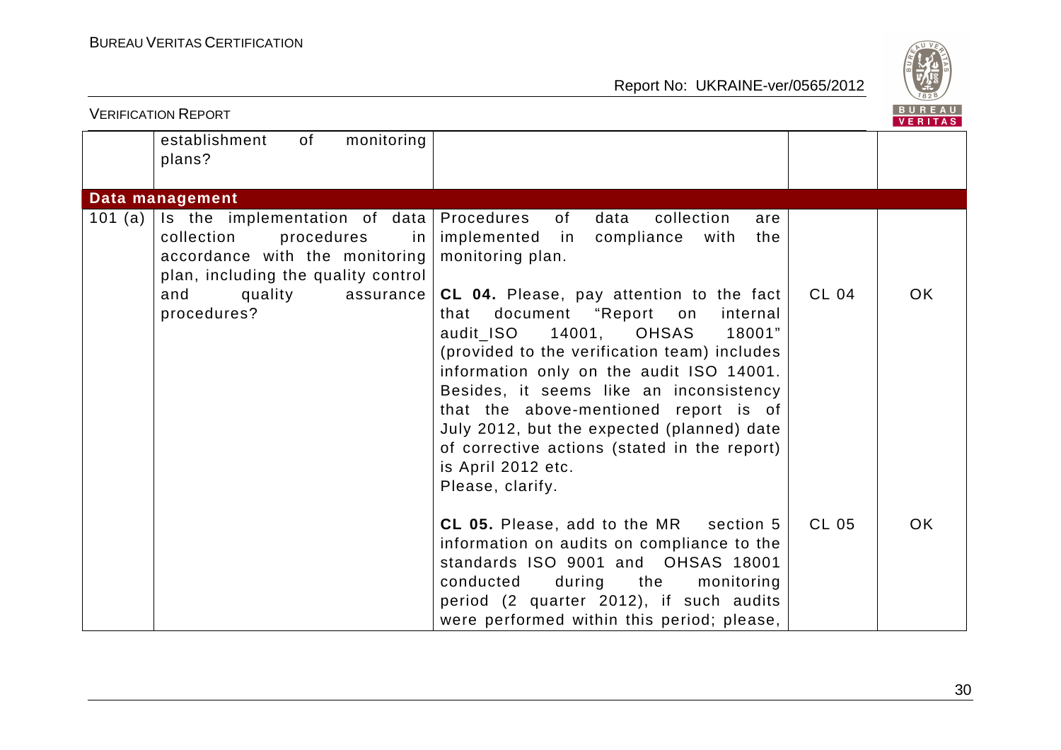|  | establishment of monitoring plans? |  |  |  |
|---|---|---|---|---|
| **Data management** |  |  |  |  |
| 101 (a) | Is the implementation of data collection procedures in accordance with the monitoring plan, including the quality control and quality assurance procedures? | Procedures of data collection are implemented in compliance with the monitoring plan.<br><br>**CL 04.** Please, pay attention to the fact that document "Report on internal audit_ISO 14001, OHSAS 18001" (provided to the verification team) includes information only on the audit ISO 14001. Besides, it seems like an inconsistency that the above-mentioned report is of July 2012, but the expected (planned) date of corrective actions (stated in the report) is April 2012 etc.<br>Please, clarify.<br><br>**CL 05.** Please, add to the MR section 5 information on audits on compliance to the standards ISO 9001 and OHSAS 18001 conducted during the monitoring period (2 quarter 2012), if such audits were performed within this period; please, | CL 04<br><br><br><br><br><br><br><br><br><br>CL 05 | OK<br><br><br><br><br><br><br><br><br><br>OK |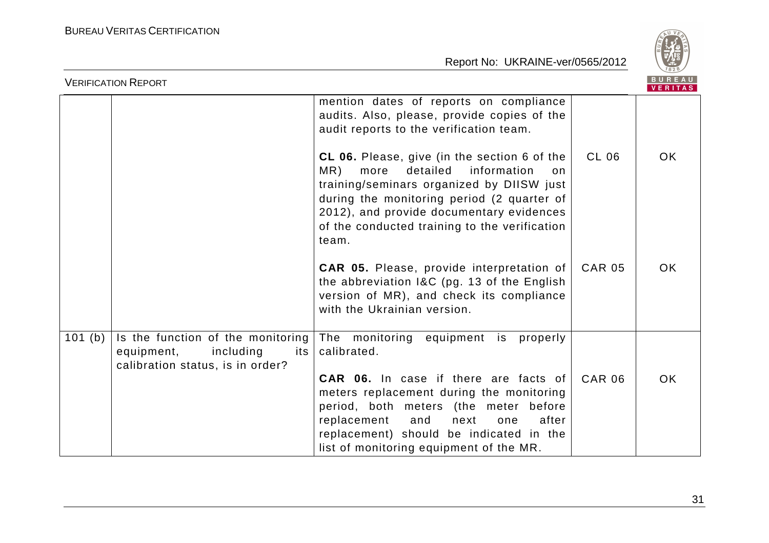| | | mention dates of reports on compliance audits. Also, please, provide copies of the audit reports to the verification team.<br><br>**CL 06.** Please, give (in the section 6 of the MR) more detailed information on training/seminars organized by DIISW just during the monitoring period (2 quarter of 2012), and provide documentary evidences of the conducted training to the verification team.<br><br>**CAR 05.** Please, provide interpretation of the abbreviation I&C (pg. 13 of the English version of MR), and check its compliance with the Ukrainian version. | <br><br><br><br>CL 06<br><br><br><br><br><br><br>CAR 05 | <br><br><br><br>OK<br><br><br><br><br><br><br>OK |
|---|---|---|---|---|
| 101 (b) | Is the function of the monitoring equipment, including its calibration status, is in order? | The monitoring equipment is properly calibrated.<br><br>**CAR 06.** In case if there are facts of meters replacement during the monitoring period, both meters (the meter before replacement and next one after replacement) should be indicated in the list of monitoring equipment of the MR. | <br><br><br>CAR 06 | <br><br><br>OK |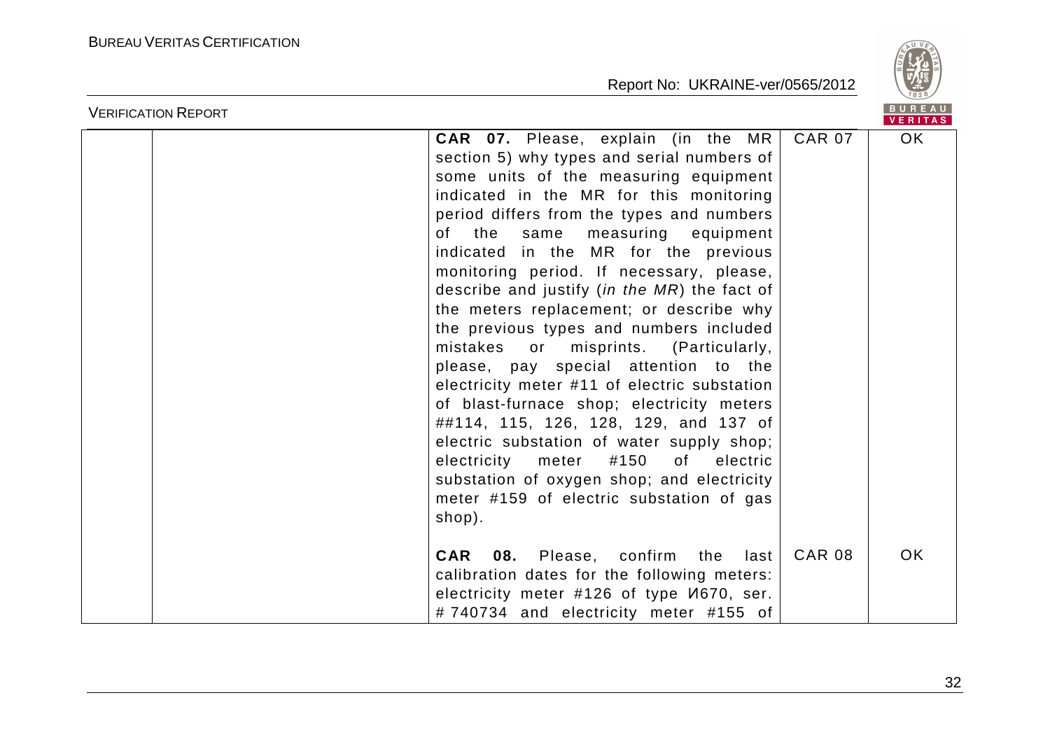| | | | | |
|---|---|---|---|---|
| | | **CAR 07.** Please, explain (in the MR section 5) why types and serial numbers of some units of the measuring equipment indicated in the MR for this monitoring period differs from the types and numbers of the same measuring equipment indicated in the MR for the previous monitoring period. If necessary, please, describe and justify (*in the MR*) the fact of the meters replacement; or describe why the previous types and numbers included mistakes or misprints. (Particularly, please, pay special attention to the electricity meter #11 of electric substation of blast-furnace shop; electricity meters ##114, 115, 126, 128, 129, and 137 of electric substation of water supply shop; electricity meter #150 of electric substation of oxygen shop; and electricity meter #159 of electric substation of gas shop).<br><br>**CAR 08.** Please, confirm the last calibration dates for the following meters: electricity meter #126 of type И670, ser. # 740734 and electricity meter #155 of | CAR 07<br><br><br><br><br><br><br><br><br><br><br><br><br><br><br><br><br>CAR 08 | OK<br><br><br><br><br><br><br><br><br><br><br><br><br><br><br><br><br>OK |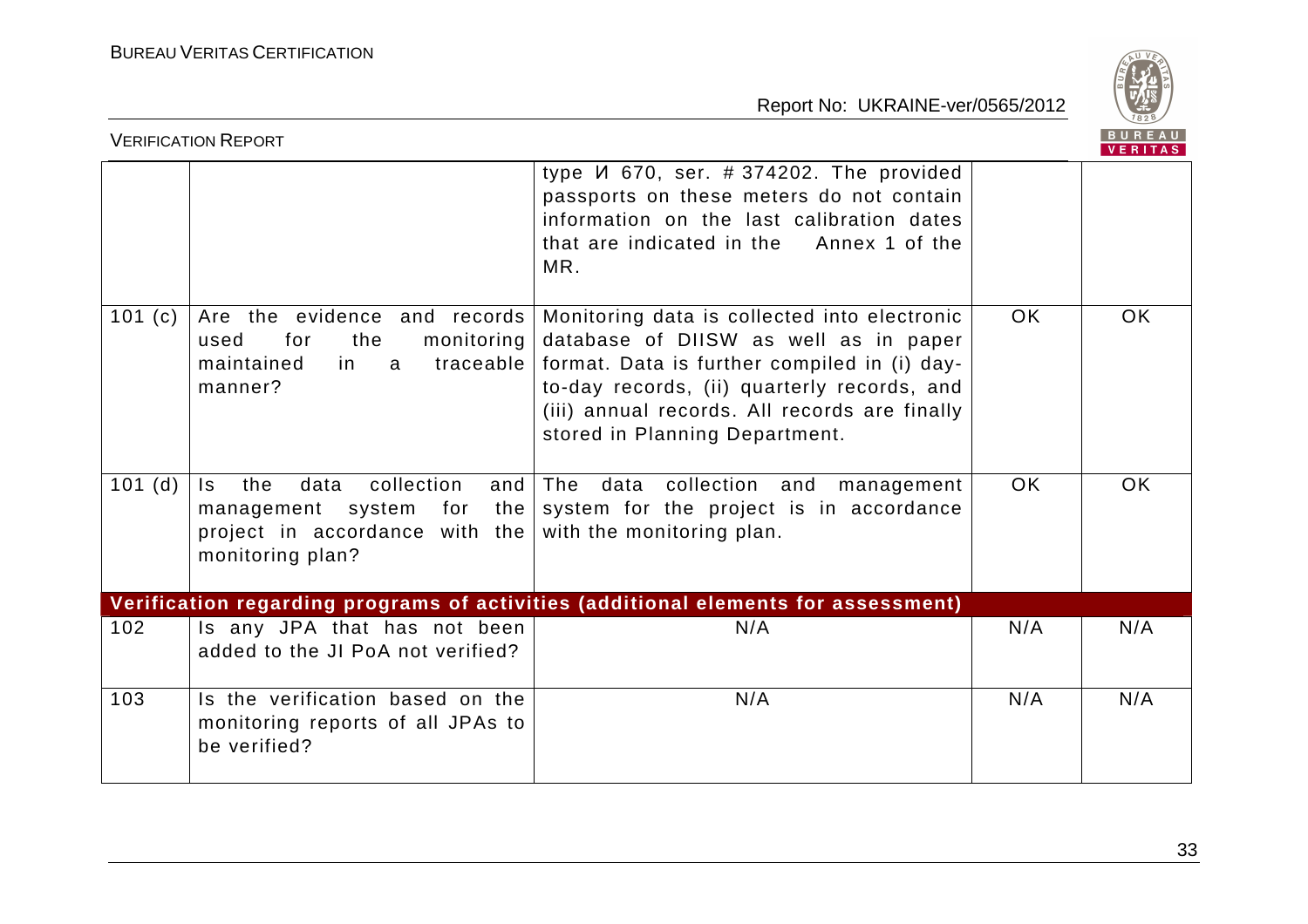| | | | | |
|---|---|---|---|---|
| | | type И 670, ser. # 374202. The provided passports on these meters do not contain information on the last calibration dates that are indicated in the Annex 1 of the MR. | | |
| 101 (c) | Are the evidence and records used for the monitoring maintained in a traceable manner? | Monitoring data is collected into electronic database of DIISW as well as in paper format. Data is further compiled in (i) day-to-day records, (ii) quarterly records, and (iii) annual records. All records are finally stored in Planning Department. | OK | OK |
| 101 (d) | Is the data collection and management system for the project in accordance with the monitoring plan? | The data collection and management system for the project is in accordance with the monitoring plan. | OK | OK |
| **Verification regarding programs of activities (additional elements for assessment)** | | | | |
| 102 | Is any JPA that has not been added to the JI PoA not verified? | N/A | N/A | N/A |
| 103 | Is the verification based on the monitoring reports of all JPAs to be verified? | N/A | N/A | N/A |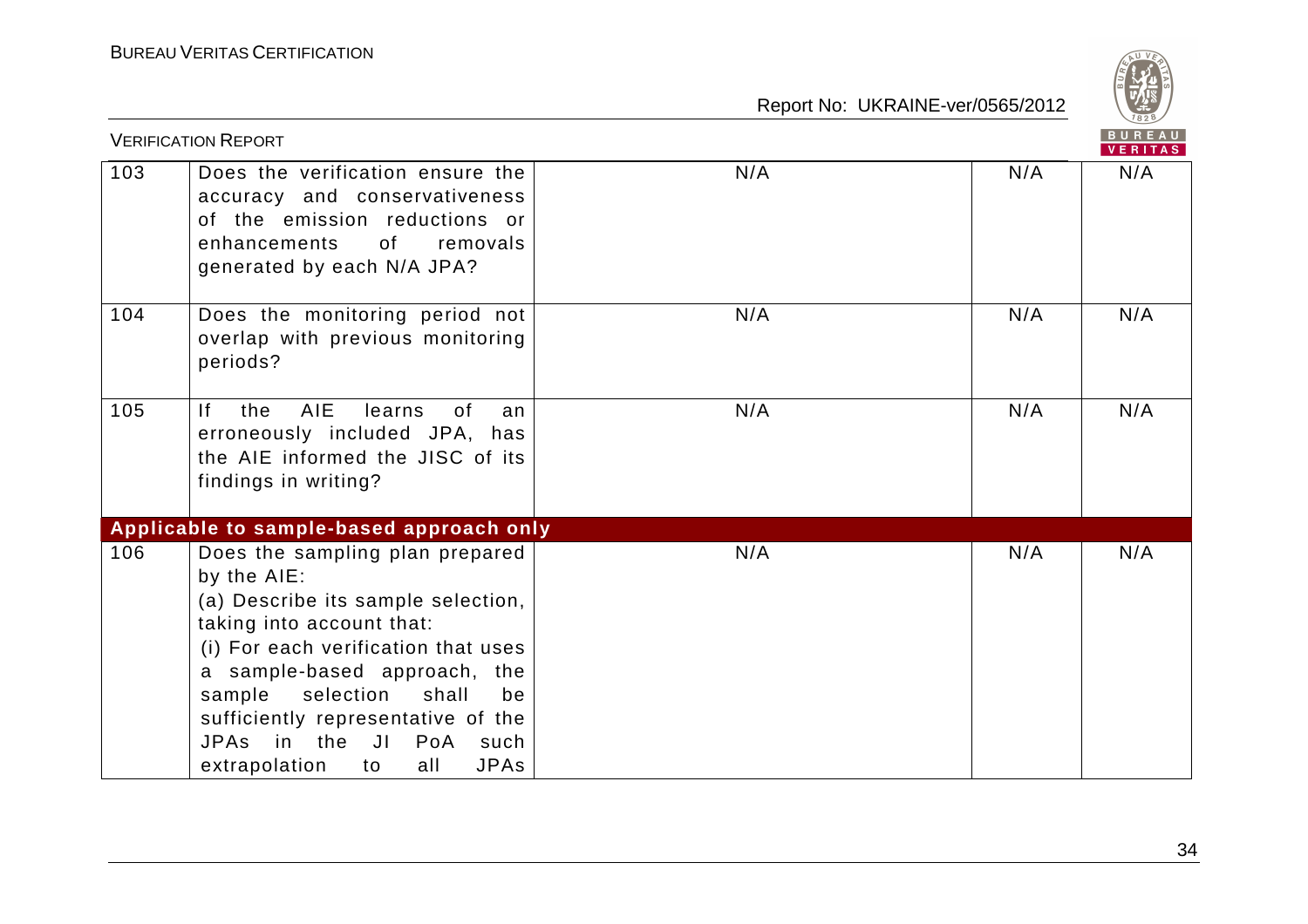| 103 | Does the verification ensure the accuracy and conservativeness of the emission reductions or enhancements of removals generated by each N/A JPA? | N/A | N/A | N/A |
|---|---|---|---|---|
| 104 | Does the monitoring period not overlap with previous monitoring periods? | N/A | N/A | N/A |
| 105 | If the AIE learns of an erroneously included JPA, has the AIE informed the JISC of its findings in writing? | N/A | N/A | N/A |
| **Applicable to sample-based approach only** | | | | |
| 106 | Does the sampling plan prepared by the AIE:<br>(a) Describe its sample selection, taking into account that:<br>(i) For each verification that uses a sample-based approach, the sample selection shall be sufficiently representative of the JPAs in the JI PoA such extrapolation to all JPAs | N/A | N/A | N/A |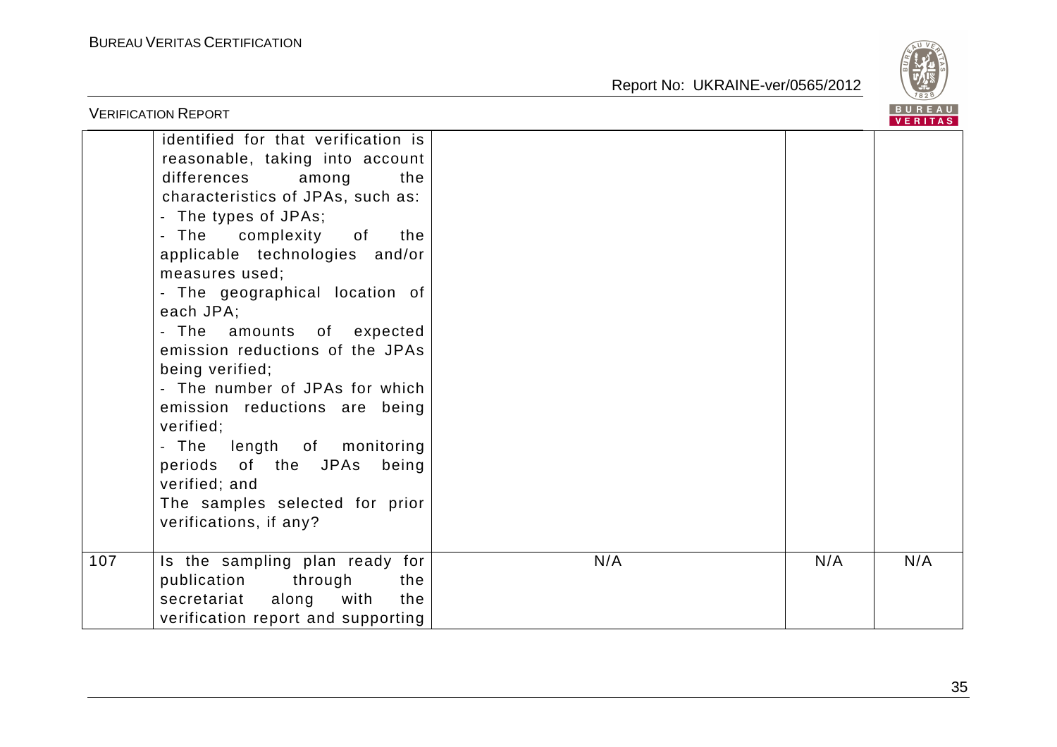| | | | | |
|---|---|---|---|---|
| | identified for that verification is reasonable, taking into account differences among the characteristics of JPAs, such as:<br>- The types of JPAs;<br>- The complexity of the applicable technologies and/or measures used;<br>- The geographical location of each JPA;<br>- The amounts of expected emission reductions of the JPAs being verified;<br>- The number of JPAs for which emission reductions are being verified;<br>- The length of monitoring periods of the JPAs being verified; and<br>The samples selected for prior verifications, if any? | | | |
| 107 | Is the sampling plan ready for publication through the secretariat along with the verification report and supporting | N/A | N/A | N/A |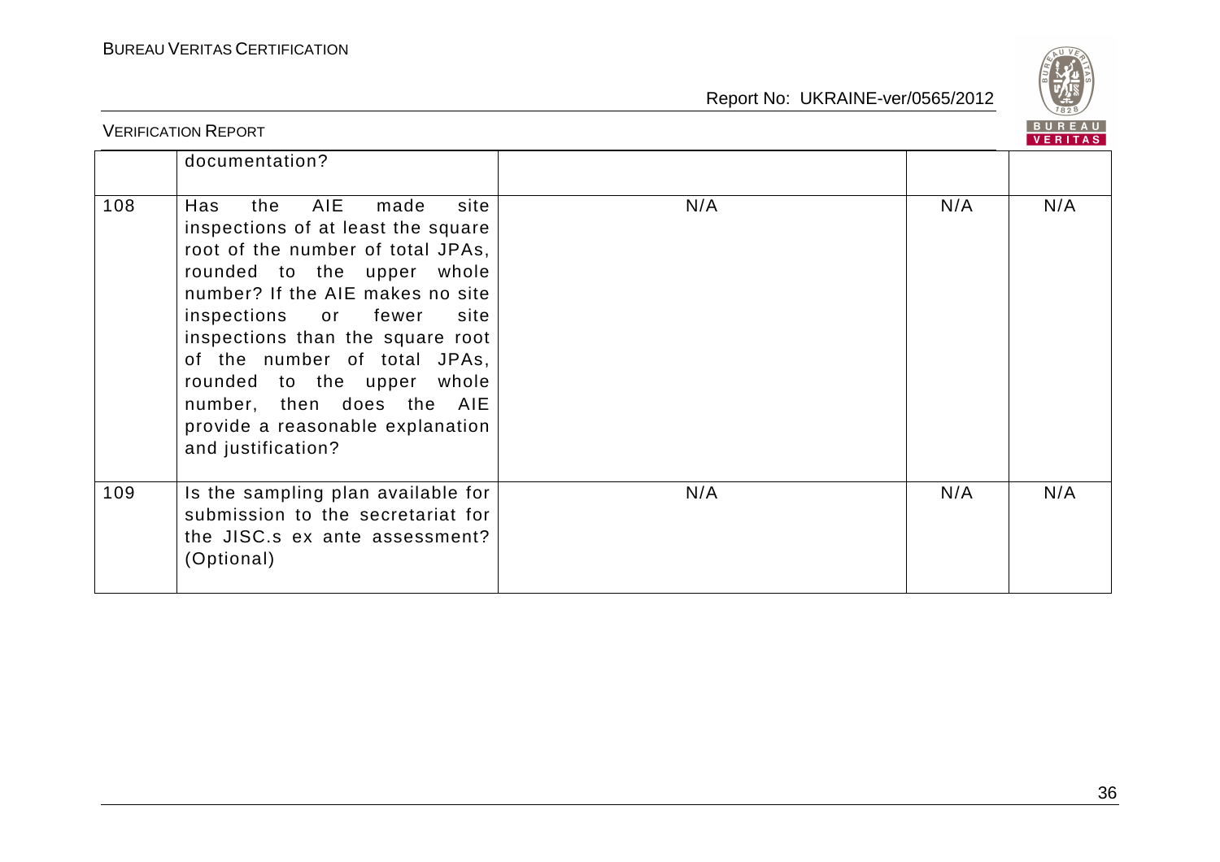|  |  |  |  |  |
|---|---|---|---|---|
|  | documentation? |  |  |  |
| 108 | Has the AIE made site inspections of at least the square root of the number of total JPAs, rounded to the upper whole number? If the AIE makes no site inspections or fewer site inspections than the square root of the number of total JPAs, rounded to the upper whole number, then does the AIE provide a reasonable explanation and justification? | N/A | N/A | N/A |
| 109 | Is the sampling plan available for submission to the secretariat for the JISC.s ex ante assessment? (Optional) | N/A | N/A | N/A |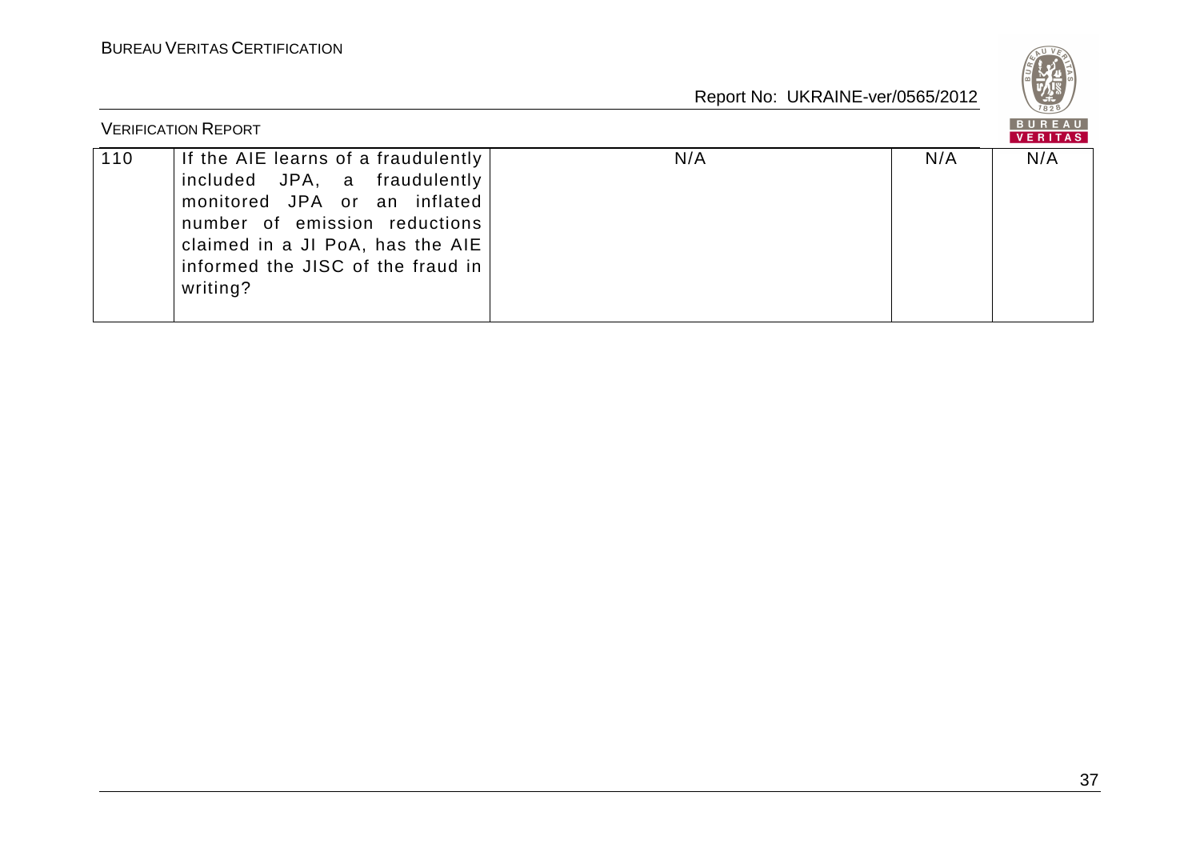| 110 | If the AIE learns of a fraudulently included JPA, a fraudulently monitored JPA or an inflated number of emission reductions claimed in a JI PoA, has the AIE informed the JISC of the fraud in writing? | N/A | N/A | N/A |
|---|---|---|---|---|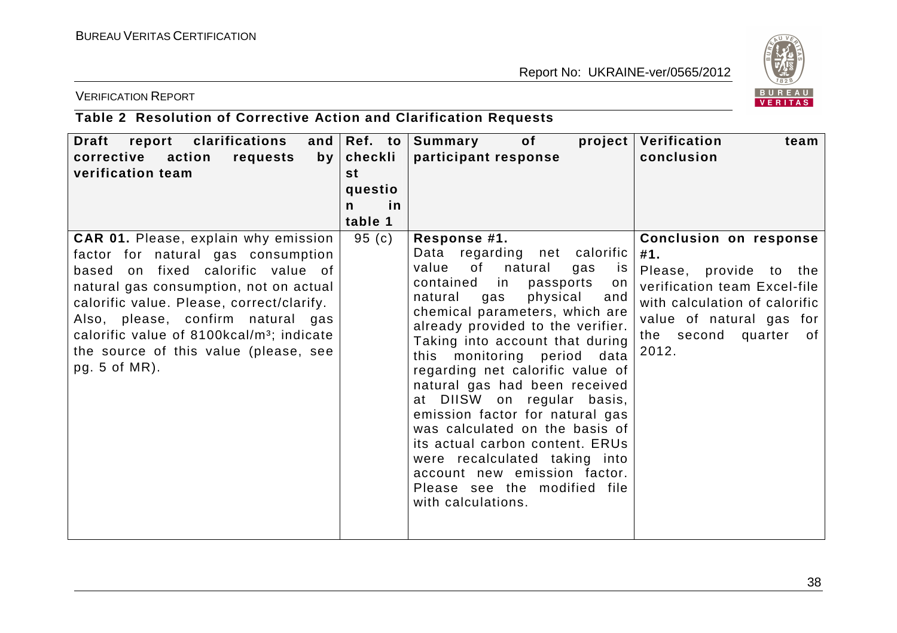**Table 2 Resolution of Corrective Action and Clarification Requests**

| Draft report clarifications and corrective action requests by verification team | Ref. to checklist question in table 1 | Summary of project participant response | Verification team conclusion |
|---|---|---|---|
| **CAR 01.** Please, explain why emission factor for natural gas consumption based on fixed calorific value of natural gas consumption, not on actual calorific value. Please, correct/clarify. Also, please, confirm natural gas calorific value of 8100kcal/m³; indicate the source of this value (please, see pg. 5 of MR). | 95 (c) | **Response #1.** Data regarding net calorific value of natural gas is contained in passports on natural gas physical and chemical parameters, which are already provided to the verifier. Taking into account that during this monitoring period data regarding net calorific value of natural gas had been received at DIISW on regular basis, emission factor for natural gas was calculated on the basis of its actual carbon content. ERUs were recalculated taking into account new emission factor. Please see the modified file with calculations. | **Conclusion on response #1.** Please, provide to the verification team Excel-file with calculation of calorific value of natural gas for the second quarter of 2012. |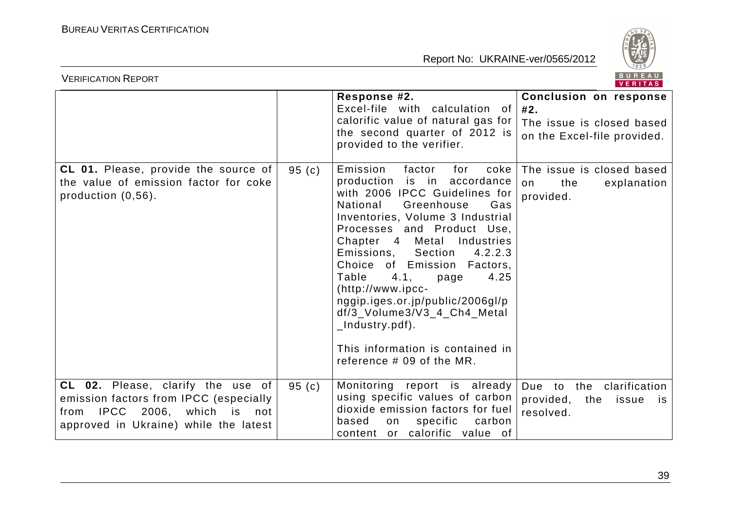| | | **Response #2.** Excel-file with calculation of calorific value of natural gas for the second quarter of 2012 is provided to the verifier. | **Conclusion on response #2.** The issue is closed based on the Excel-file provided. |
|---|---|---|---|
| **CL 01.** Please, provide the source of the value of emission factor for coke production (0,56). | 95 (c) | Emission factor for coke production is in accordance with 2006 IPCC Guidelines for National Greenhouse Gas Inventories, Volume 3 Industrial Processes and Product Use, Chapter 4 Metal Industries Emissions, Section 4.2.2.3 Choice of Emission Factors, Table 4.1, page 4.25 (http://www.ipcc-nggip.iges.or.jp/public/2006gl/pdf/3_Volume3/V3_4_Ch4_Metal_Industry.pdf).<br><br>This information is contained in reference # 09 of the MR. | The issue is closed based on the explanation provided. |
| **CL 02.** Please, clarify the use of emission factors from IPCC (especially from IPCC 2006, which is not approved in Ukraine) while the latest | 95 (c) | Monitoring report is already using specific values of carbon dioxide emission factors for fuel based on specific carbon content or calorific value of | Due to the clarification provided, the issue is resolved. |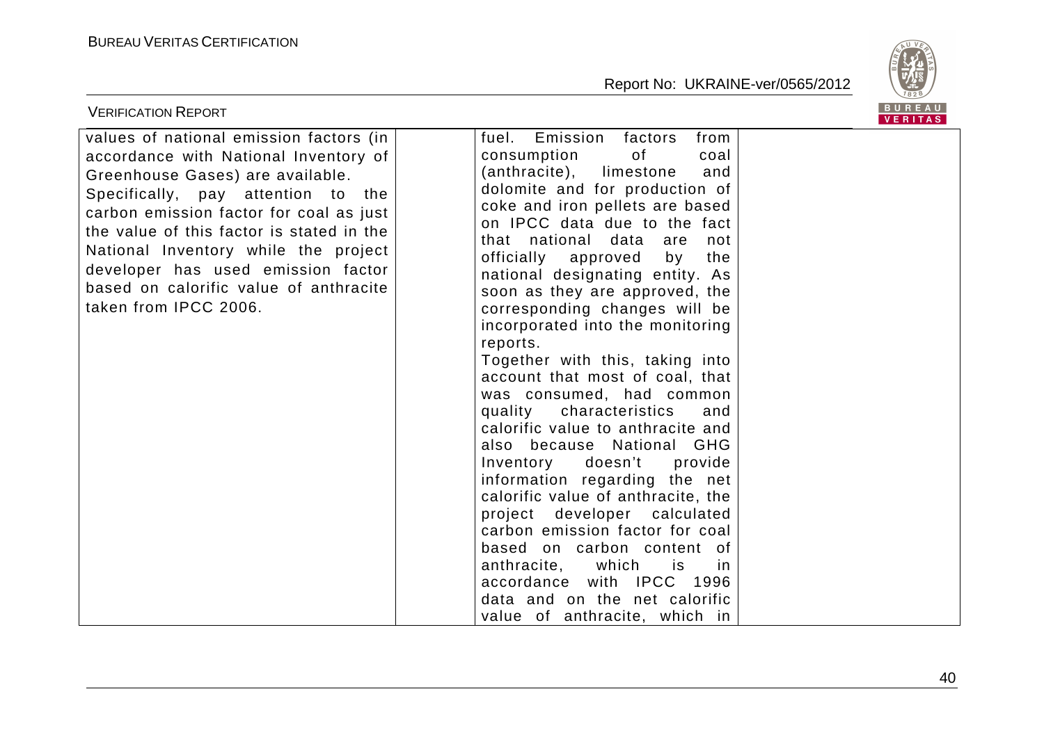| | | | |
|---|---|---|---|
| values of national emission factors (in accordance with National Inventory of Greenhouse Gases) are available. Specifically, pay attention to the carbon emission factor for coal as just the value of this factor is stated in the National Inventory while the project developer has used emission factor based on calorific value of anthracite taken from IPCC 2006. | | fuel. Emission factors from consumption of coal (anthracite), limestone and dolomite and for production of coke and iron pellets are based on IPCC data due to the fact that national data are not officially approved by the national designating entity. As soon as they are approved, the corresponding changes will be incorporated into the monitoring reports. Together with this, taking into account that most of coal, that was consumed, had common quality characteristics and calorific value to anthracite and also because National GHG Inventory doesn't provide information regarding the net calorific value of anthracite, the project developer calculated carbon emission factor for coal based on carbon content of anthracite, which is in accordance with IPCC 1996 data and on the net calorific value of anthracite, which in | |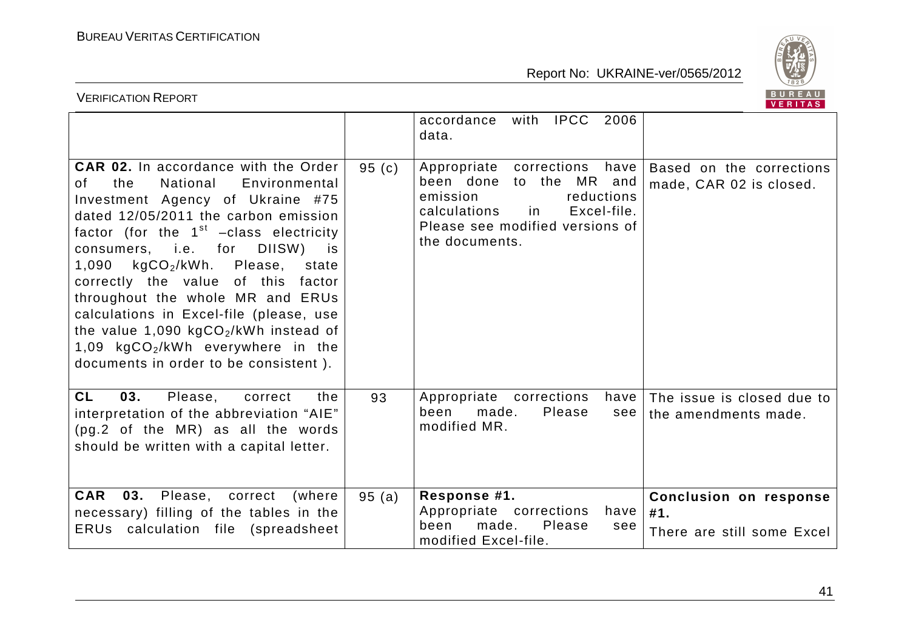| | | | |
|---|---|---|---|
| | | accordance with IPCC 2006 data. | |
| **CAR 02.** In accordance with the Order of the National Environmental Investment Agency of Ukraine #75 dated 12/05/2011 the carbon emission factor (for the 1st –class electricity consumers, i.e. for DIISW) is 1,090 $kgCO_2/kWh$. Please, state correctly the value of this factor throughout the whole MR and ERUs calculations in Excel-file (please, use the value 1,090 $kgCO_2/kWh$ instead of 1,09 $kgCO_2/kWh$ everywhere in the documents in order to be consistent ). | 95 (c) | Appropriate corrections have been done to the MR and emission reductions calculations in Excel-file. Please see modified versions of the documents. | Based on the corrections made, CAR 02 is closed. |
| **CL 03.** Please, correct the interpretation of the abbreviation "AIE" (pg.2 of the MR) as all the words should be written with a capital letter. | 93 | Appropriate corrections have been made. Please see modified MR. | The issue is closed due to the amendments made. |
| **CAR 03.** Please, correct (where necessary) filling of the tables in the ERUs calculation file (spreadsheet | 95 (a) | **Response #1.** Appropriate corrections have been made. Please see modified Excel-file. | **Conclusion on response #1.** There are still some Excel |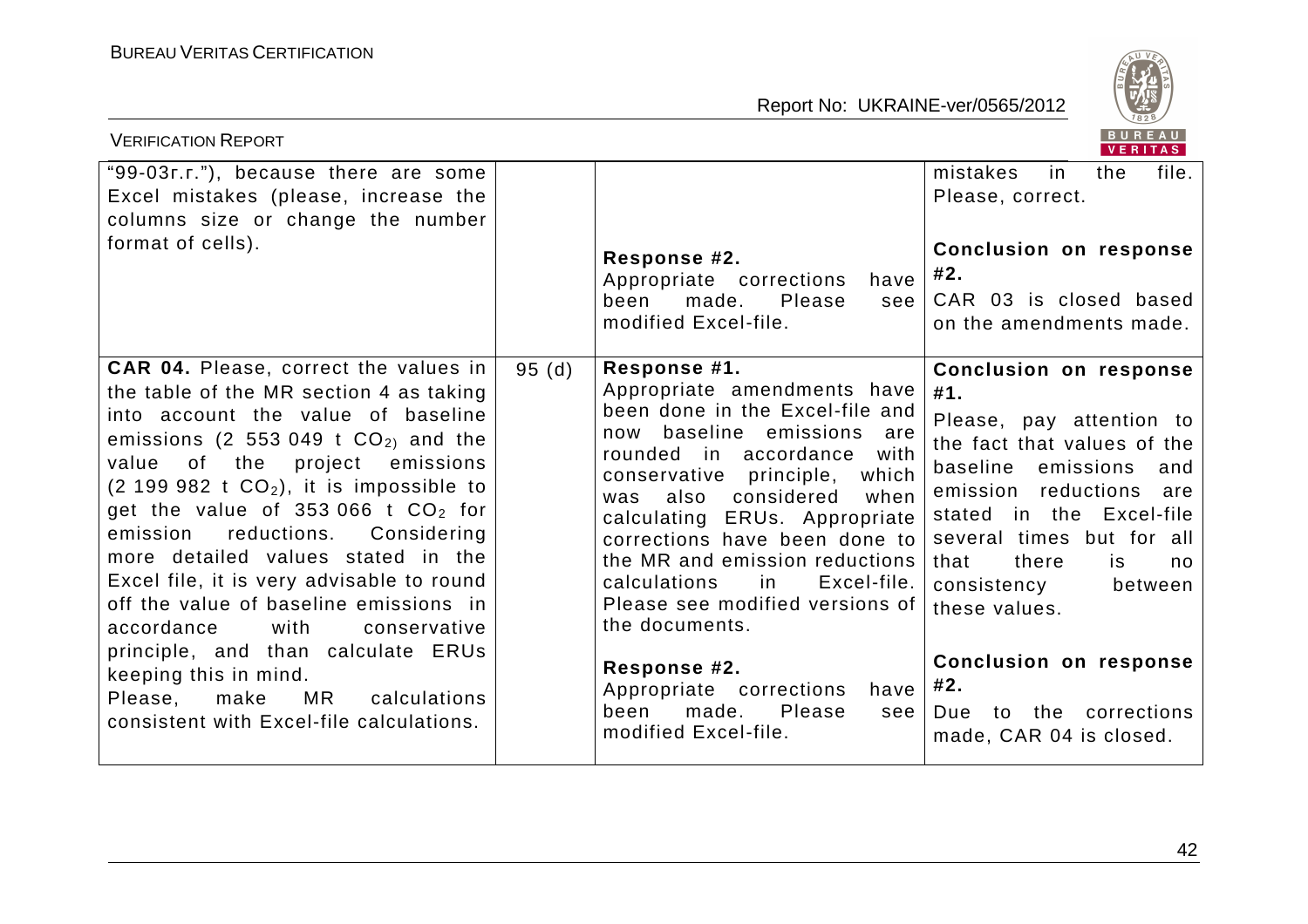| | | | |
|---|---|---|---|
| "99-03г.г."), because there are some Excel mistakes (please, increase the columns size or change the number format of cells). | | **Response #2.**<br>Appropriate corrections have been made. Please see modified Excel-file. | mistakes in the file. Please, correct.<br><br>**Conclusion on response #2.**<br>CAR 03 is closed based on the amendments made. |
| **CAR 04.** Please, correct the values in the table of the MR section 4 as taking into account the value of baseline emissions (2 553 049 t $CO_2$) and the value of the project emissions (2 199 982 t $CO_2$), it is impossible to get the value of 353 066 t $CO_2$ for emission reductions. Considering more detailed values stated in the Excel file, it is very advisable to round off the value of baseline emissions in accordance with conservative principle, and than calculate ERUs keeping this in mind.<br>Please, make MR calculations consistent with Excel-file calculations. | 95 (d) | **Response #1.**<br>Appropriate amendments have been done in the Excel-file and now baseline emissions are rounded in accordance with conservative principle, which was also considered when calculating ERUs. Appropriate corrections have been done to the MR and emission reductions calculations in Excel-file. Please see modified versions of the documents.<br><br>**Response #2.**<br>Appropriate corrections have been made. Please see modified Excel-file. | **Conclusion on response #1.**<br>Please, pay attention to the fact that values of the baseline emissions and emission reductions are stated in the Excel-file several times but for all that there is no consistency between these values.<br><br>**Conclusion on response #2.**<br>Due to the corrections made, CAR 04 is closed. |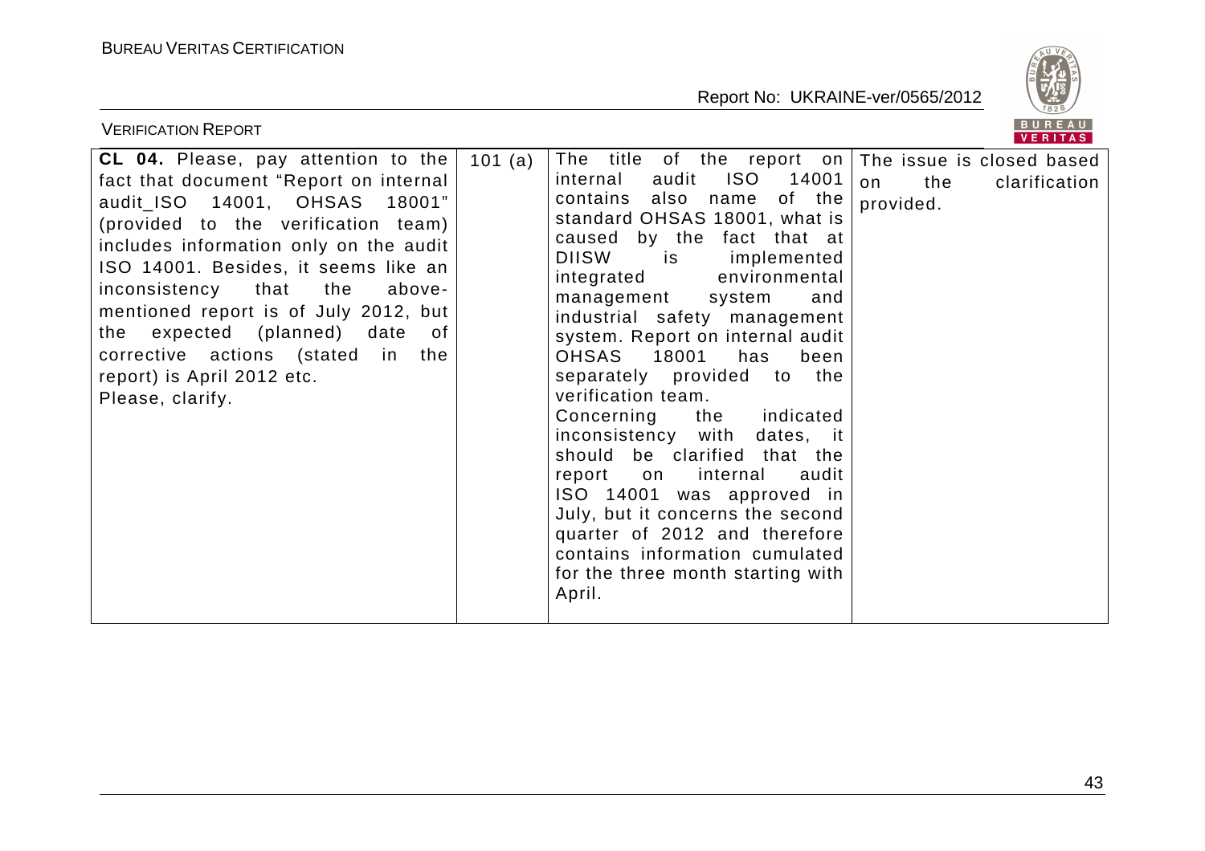| **CL 04.** Please, pay attention to the fact that document "Report on internal audit_ISO 14001, OHSAS 18001" (provided to the verification team) includes information only on the audit ISO 14001. Besides, it seems like an inconsistency that the above-mentioned report is of July 2012, but the expected (planned) date of corrective actions (stated in the report) is April 2012 etc. Please, clarify. | 101 (a) | The title of the report on internal audit ISO 14001 contains also name of the standard OHSAS 18001, what is caused by the fact that at DIISW is implemented integrated environmental management system and industrial safety management system. Report on internal audit OHSAS 18001 has been separately provided to the verification team. Concerning the indicated inconsistency with dates, it should be clarified that the report on internal audit ISO 14001 was approved in July, but it concerns the second quarter of 2012 and therefore contains information cumulated for the three month starting with April. | The issue is closed based on the clarification provided. |
|---|---|---|---|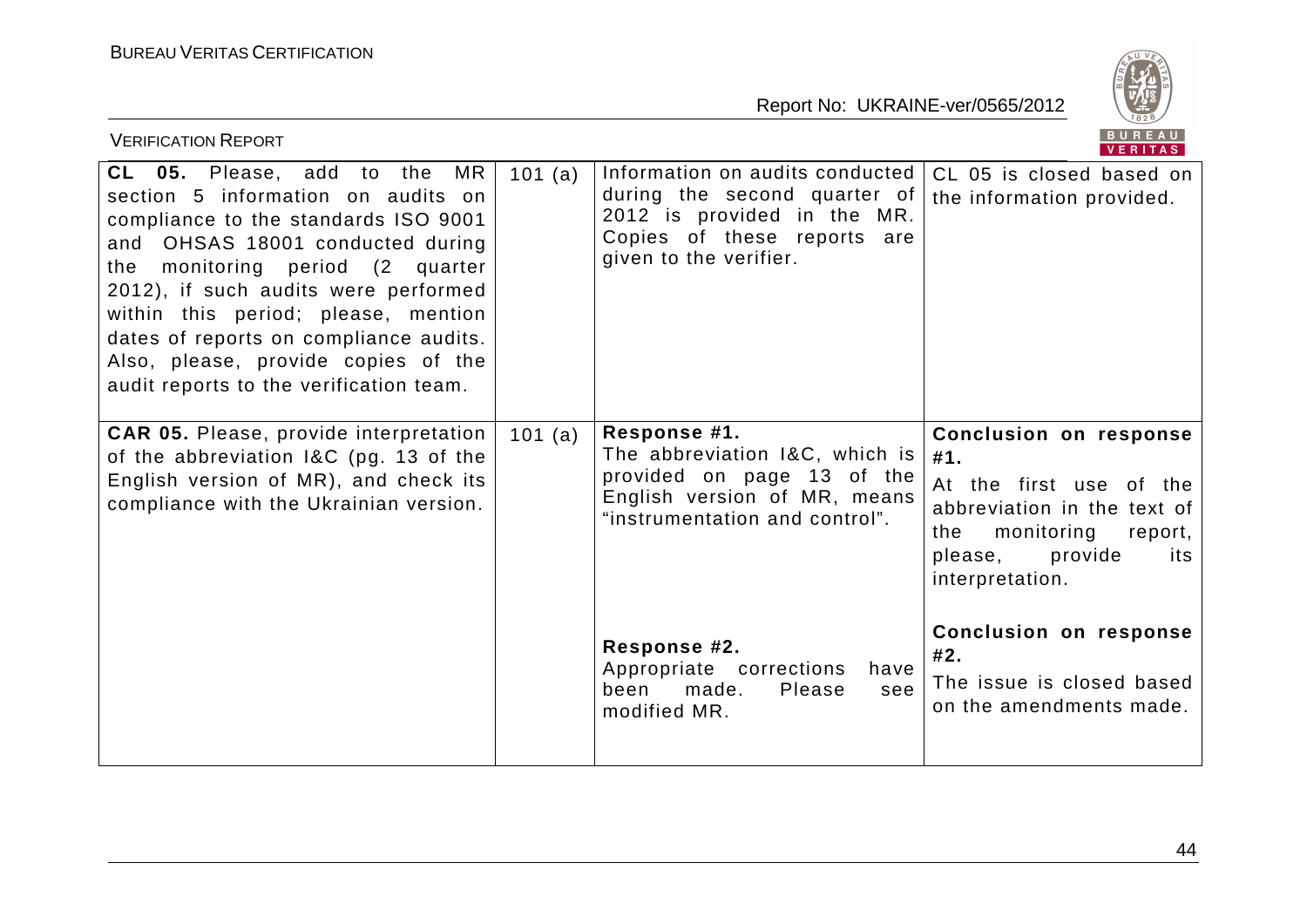| | | | |
|---|---|---|---|
| **CL 05.** Please, add to the MR section 5 information on audits on compliance to the standards ISO 9001 and OHSAS 18001 conducted during the monitoring period (2 quarter 2012), if such audits were performed within this period; please, mention dates of reports on compliance audits. Also, please, provide copies of the audit reports to the verification team. | 101 (a) | Information on audits conducted during the second quarter of 2012 is provided in the MR. Copies of these reports are given to the verifier. | CL 05 is closed based on the information provided. |
| **CAR 05.** Please, provide interpretation of the abbreviation I&C (pg. 13 of the English version of MR), and check its compliance with the Ukrainian version. | 101 (a) | **Response #1.** The abbreviation I&C, which is provided on page 13 of the English version of MR, means "instrumentation and control".<br><br>**Response #2.** Appropriate corrections have been made. Please see modified MR. | **Conclusion on response #1.** At the first use of the abbreviation in the text of the monitoring report, please, provide its interpretation.<br><br>**Conclusion on response #2.** The issue is closed based on the amendments made. |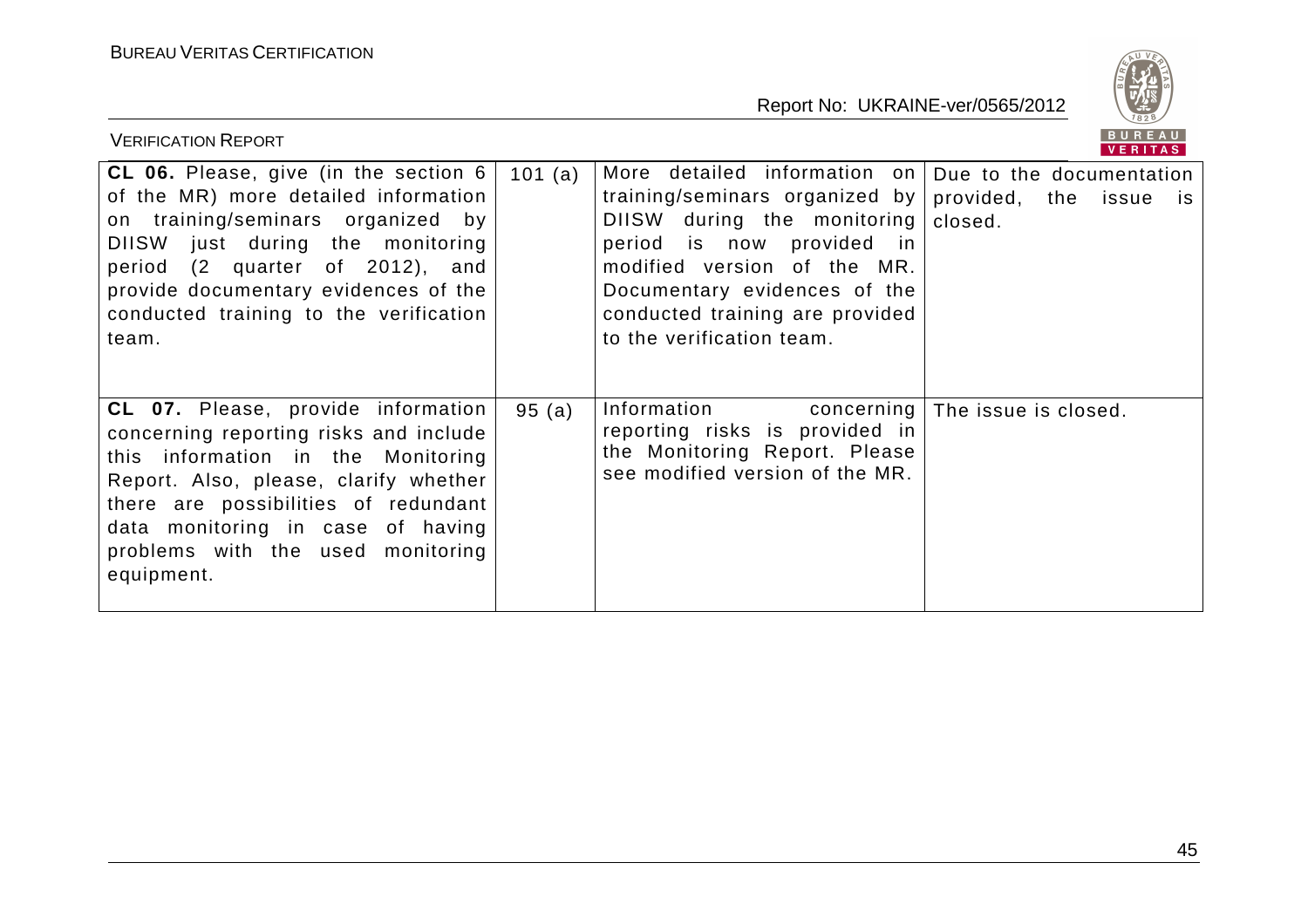| **CL 06.** Please, give (in the section 6 of the MR) more detailed information on training/seminars organized by DIISW just during the monitoring period (2 quarter of 2012), and provide documentary evidences of the conducted training to the verification team. | 101 (a) | More detailed information on training/seminars organized by DIISW during the monitoring period is now provided in modified version of the MR. Documentary evidences of the conducted training are provided to the verification team. | Due to the documentation provided, the issue is closed. |
|---|---|---|---|
| **CL 07.** Please, provide information concerning reporting risks and include this information in the Monitoring Report. Also, please, clarify whether there are possibilities of redundant data monitoring in case of having problems with the used monitoring equipment. | 95 (a) | Information concerning reporting risks is provided in the Monitoring Report. Please see modified version of the MR. | The issue is closed. |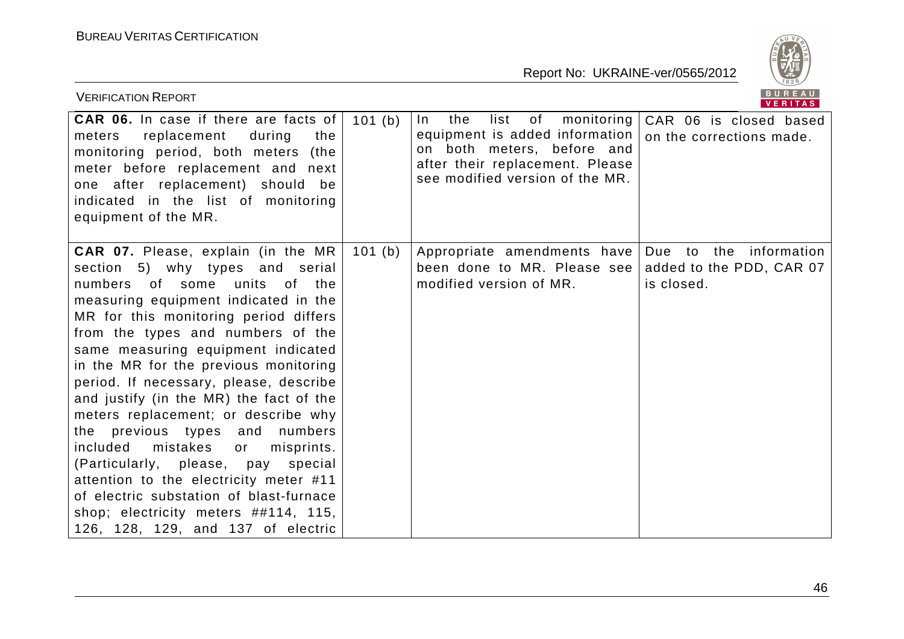| | | | |
|---|---|---|---|
| **CAR 06.** In case if there are facts of meters replacement during the monitoring period, both meters (the meter before replacement and next one after replacement) should be indicated in the list of monitoring equipment of the MR. | 101 (b) | In the list of monitoring equipment is added information on both meters, before and after their replacement. Please see modified version of the MR. | CAR 06 is closed based on the corrections made. |
| **CAR 07.** Please, explain (in the MR section 5) why types and serial numbers of some units of the measuring equipment indicated in the MR for this monitoring period differs from the types and numbers of the same measuring equipment indicated in the MR for the previous monitoring period. If necessary, please, describe and justify (in the MR) the fact of the meters replacement; or describe why the previous types and numbers included mistakes or misprints. (Particularly, please, pay special attention to the electricity meter #11 of electric substation of blast-furnace shop; electricity meters ##114, 115, 126, 128, 129, and 137 of electric | 101 (b) | Appropriate amendments have been done to MR. Please see modified version of MR. | Due to the information added to the PDD, CAR 07 is closed. |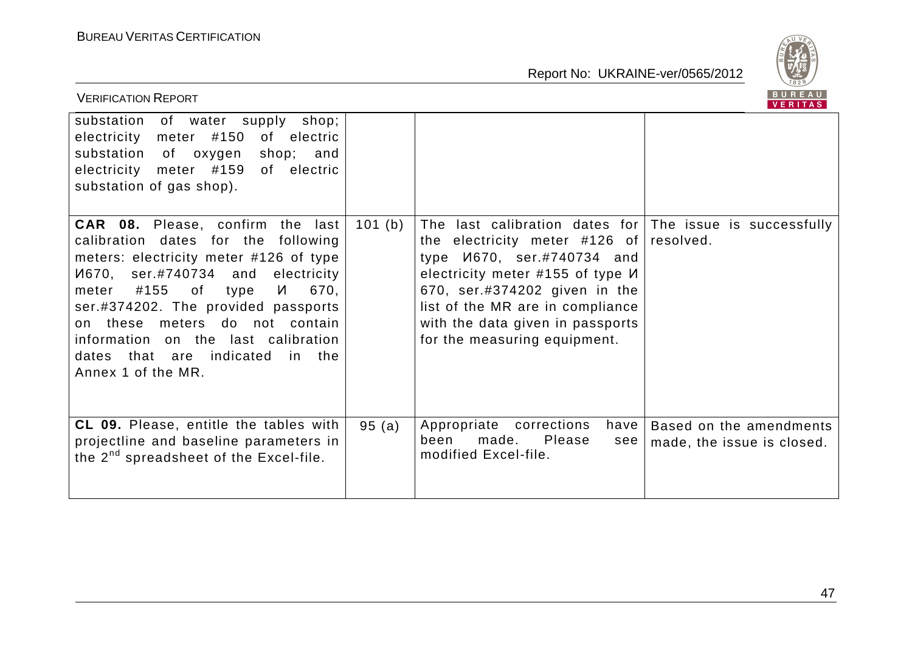| | | | |
|---|---|---|---|
| substation of water supply shop; electricity meter #150 of electric substation of oxygen shop; and electricity meter #159 of electric substation of gas shop). | | | |
| **CAR 08.** Please, confirm the last calibration dates for the following meters: electricity meter #126 of type И670, ser.#740734 and electricity meter #155 of type И 670, ser.#374202. The provided passports on these meters do not contain information on the last calibration dates that are indicated in the Annex 1 of the MR. | 101 (b) | The last calibration dates for the electricity meter #126 of type И670, ser.#740734 and electricity meter #155 of type И 670, ser.#374202 given in the list of the MR are in compliance with the data given in passports for the measuring equipment. | The issue is successfully resolved. |
| **CL 09.** Please, entitle the tables with projectline and baseline parameters in the 2nd spreadsheet of the Excel-file. | 95 (a) | Appropriate corrections have been made. Please see modified Excel-file. | Based on the amendments made, the issue is closed. |